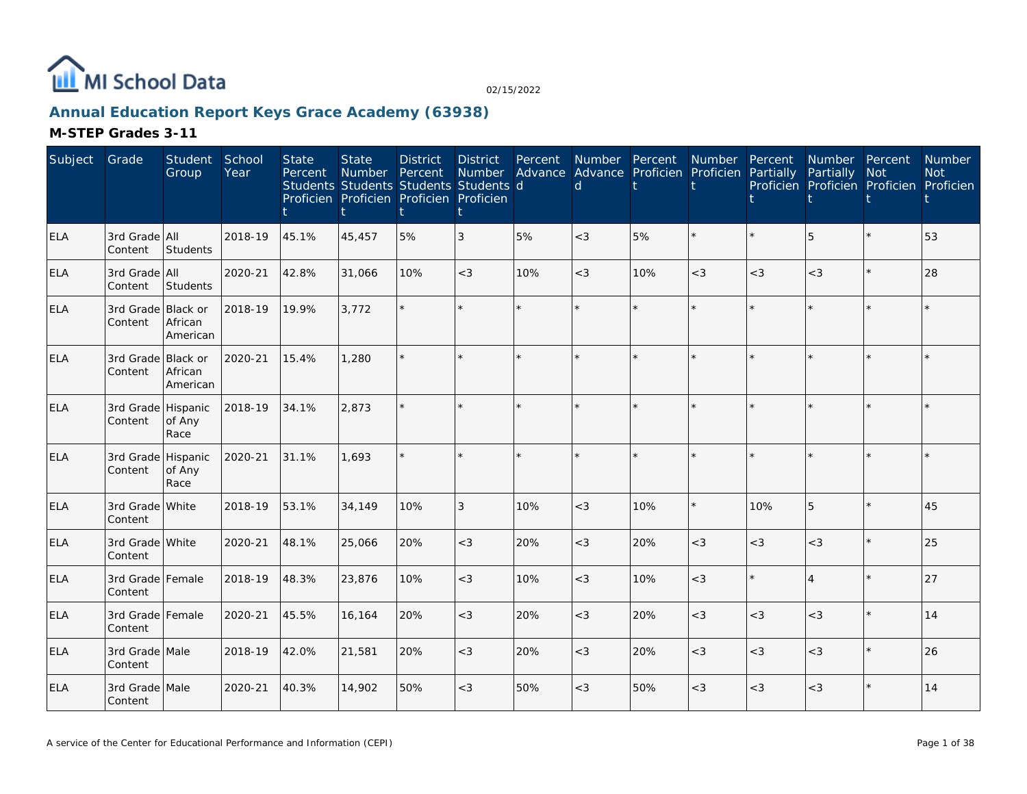MI School Data

02/15/2022

## Annual Education Report Keys Grace Academy (63938)

### M-STEP Grades 3-11

| Subject | Grade | Student Group | School Year | State Percent Students Proficient | State Number Students Proficient | District Percent Students Proficient | District Number Students Proficient | Percent Advanced | Number Advanced | Percent Proficient | Number Proficient | Percent Partially Proficient | Number Partially Proficient | Percent Not Proficient | Number Not Proficient |
|---|---|---|---|---|---|---|---|---|---|---|---|---|---|---|---|
| ELA | 3rd Grade Content | All Students | 2018-19 | 45.1% | 45,457 | 5% | 3 | 5% | <3 | 5% | * | * | 5 | * | 53 |
| ELA | 3rd Grade Content | All Students | 2020-21 | 42.8% | 31,066 | 10% | <3 | 10% | <3 | 10% | <3 | <3 | <3 | * | 28 |
| ELA | 3rd Grade Content | Black or African American | 2018-19 | 19.9% | 3,772 | * | * | * | * | * | * | * | * | * | * |
| ELA | 3rd Grade Content | Black or African American | 2020-21 | 15.4% | 1,280 | * | * | * | * | * | * | * | * | * | * |
| ELA | 3rd Grade Content | Hispanic of Any Race | 2018-19 | 34.1% | 2,873 | * | * | * | * | * | * | * | * | * | * |
| ELA | 3rd Grade Content | Hispanic of Any Race | 2020-21 | 31.1% | 1,693 | * | * | * | * | * | * | * | * | * | * |
| ELA | 3rd Grade Content | White | 2018-19 | 53.1% | 34,149 | 10% | 3 | 10% | <3 | 10% | * | 10% | 5 | * | 45 |
| ELA | 3rd Grade Content | White | 2020-21 | 48.1% | 25,066 | 20% | <3 | 20% | <3 | 20% | <3 | <3 | <3 | * | 25 |
| ELA | 3rd Grade Content | Female | 2018-19 | 48.3% | 23,876 | 10% | <3 | 10% | <3 | 10% | <3 | * | 4 | * | 27 |
| ELA | 3rd Grade Content | Female | 2020-21 | 45.5% | 16,164 | 20% | <3 | 20% | <3 | 20% | <3 | <3 | <3 | * | 14 |
| ELA | 3rd Grade Content | Male | 2018-19 | 42.0% | 21,581 | 20% | <3 | 20% | <3 | 20% | <3 | <3 | <3 | * | 26 |
| ELA | 3rd Grade Content | Male | 2020-21 | 40.3% | 14,902 | 50% | <3 | 50% | <3 | 50% | <3 | <3 | <3 | * | 14 |

A service of the Center for Educational Performance and Information (CEPI)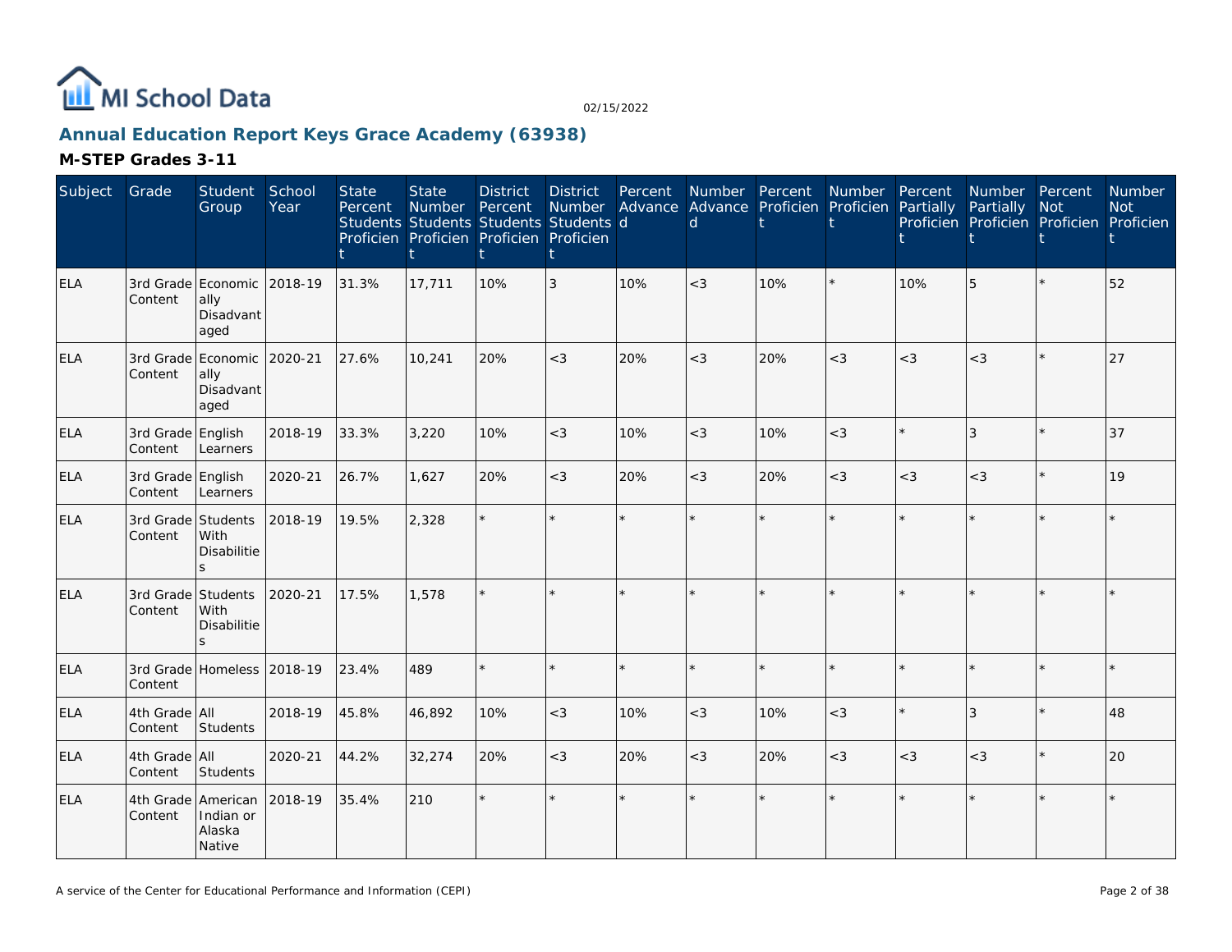MI School Data

02/15/2022

## Annual Education Report Keys Grace Academy (63938)

### M-STEP Grades 3-11

| Subject | Grade | Student Group | School Year | State Percent Students Proficient | State Number Students Proficient | District Percent Students Proficient | District Number Students Proficient | Percent Advanced | Number Advanced | Percent Proficient | Number Proficient | Percent Partially Proficient | Number Partially Proficient | Percent Not Proficient | Number Not Proficient |
|---|---|---|---|---|---|---|---|---|---|---|---|---|---|---|---|
| ELA | 3rd Grade Content | Economically Disadvantaged | 2018-19 | 31.3% | 17,711 | 10% | 3 | 10% | <3 | 10% | * | 10% | 5 | * | 52 |
| ELA | 3rd Grade Content | Economically Disadvantaged | 2020-21 | 27.6% | 10,241 | 20% | <3 | 20% | <3 | 20% | <3 | <3 | <3 | * | 27 |
| ELA | 3rd Grade Content | English Learners | 2018-19 | 33.3% | 3,220 | 10% | <3 | 10% | <3 | 10% | <3 | * | 3 | * | 37 |
| ELA | 3rd Grade Content | English Learners | 2020-21 | 26.7% | 1,627 | 20% | <3 | 20% | <3 | 20% | <3 | <3 | <3 | * | 19 |
| ELA | 3rd Grade Content | Students With Disabilities | 2018-19 | 19.5% | 2,328 | * | * | * | * | * | * | * | * | * | * |
| ELA | 3rd Grade Content | Students With Disabilities | 2020-21 | 17.5% | 1,578 | * | * | * | * | * | * | * | * | * | * |
| ELA | 3rd Grade Content | Homeless | 2018-19 | 23.4% | 489 | * | * | * | * | * | * | * | * | * | * |
| ELA | 4th Grade Content | All Students | 2018-19 | 45.8% | 46,892 | 10% | <3 | 10% | <3 | 10% | <3 | * | 3 | * | 48 |
| ELA | 4th Grade Content | All Students | 2020-21 | 44.2% | 32,274 | 20% | <3 | 20% | <3 | 20% | <3 | <3 | <3 | * | 20 |
| ELA | 4th Grade Content | American Indian or Alaska Native | 2018-19 | 35.4% | 210 | * | * | * | * | * | * | * | * | * | * |

A service of the Center for Educational Performance and Information (CEPI)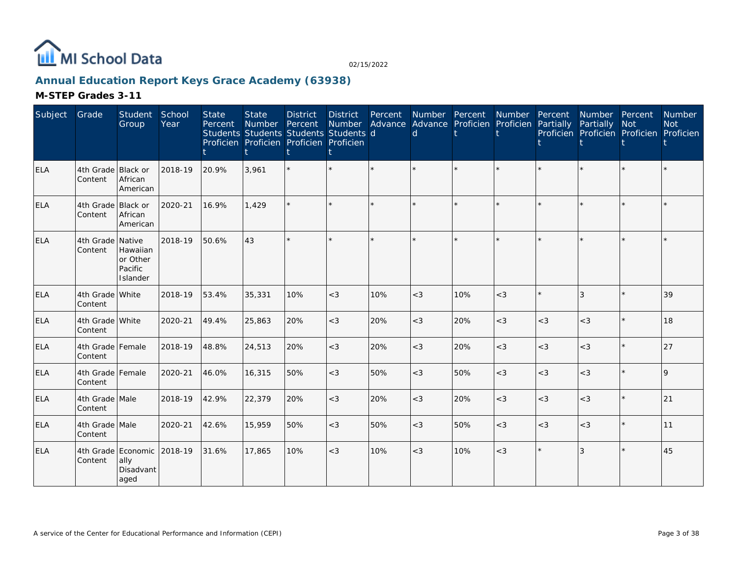MI School Data

02/15/2022

## Annual Education Report Keys Grace Academy (63938)

### M-STEP Grades 3-11

| Subject | Grade | Student Group | School Year | State Percent Students Proficient | State Number Students Proficient | District Percent Students Proficient | District Number Students Proficient | Percent Advanced | Number Advanced | Percent Proficient | Number Proficient | Percent Partially Proficient | Number Partially Proficient | Percent Not Proficient | Number Not Proficient |
|---|---|---|---|---|---|---|---|---|---|---|---|---|---|---|---|
| ELA | 4th Grade Content | Black or African American | 2018-19 | 20.9% | 3,961 | * | * | * | * | * | * | * | * | * | * |
| ELA | 4th Grade Content | Black or African American | 2020-21 | 16.9% | 1,429 | * | * | * | * | * | * | * | * | * | * |
| ELA | 4th Grade Content | Native Hawaiian or Other Pacific Islander | 2018-19 | 50.6% | 43 | * | * | * | * | * | * | * | * | * | * |
| ELA | 4th Grade Content | White | 2018-19 | 53.4% | 35,331 | 10% | <3 | 10% | <3 | 10% | <3 | * | 3 | * | 39 |
| ELA | 4th Grade Content | White | 2020-21 | 49.4% | 25,863 | 20% | <3 | 20% | <3 | 20% | <3 | <3 | <3 | * | 18 |
| ELA | 4th Grade Content | Female | 2018-19 | 48.8% | 24,513 | 20% | <3 | 20% | <3 | 20% | <3 | <3 | <3 | * | 27 |
| ELA | 4th Grade Content | Female | 2020-21 | 46.0% | 16,315 | 50% | <3 | 50% | <3 | 50% | <3 | <3 | <3 | * | 9 |
| ELA | 4th Grade Content | Male | 2018-19 | 42.9% | 22,379 | 20% | <3 | 20% | <3 | 20% | <3 | <3 | <3 | * | 21 |
| ELA | 4th Grade Content | Male | 2020-21 | 42.6% | 15,959 | 50% | <3 | 50% | <3 | 50% | <3 | <3 | <3 | * | 11 |
| ELA | 4th Grade Content | Economically Disadvantaged | 2018-19 | 31.6% | 17,865 | 10% | <3 | 10% | <3 | 10% | <3 | * | 3 | * | 45 |

A service of the Center for Educational Performance and Information (CEPI)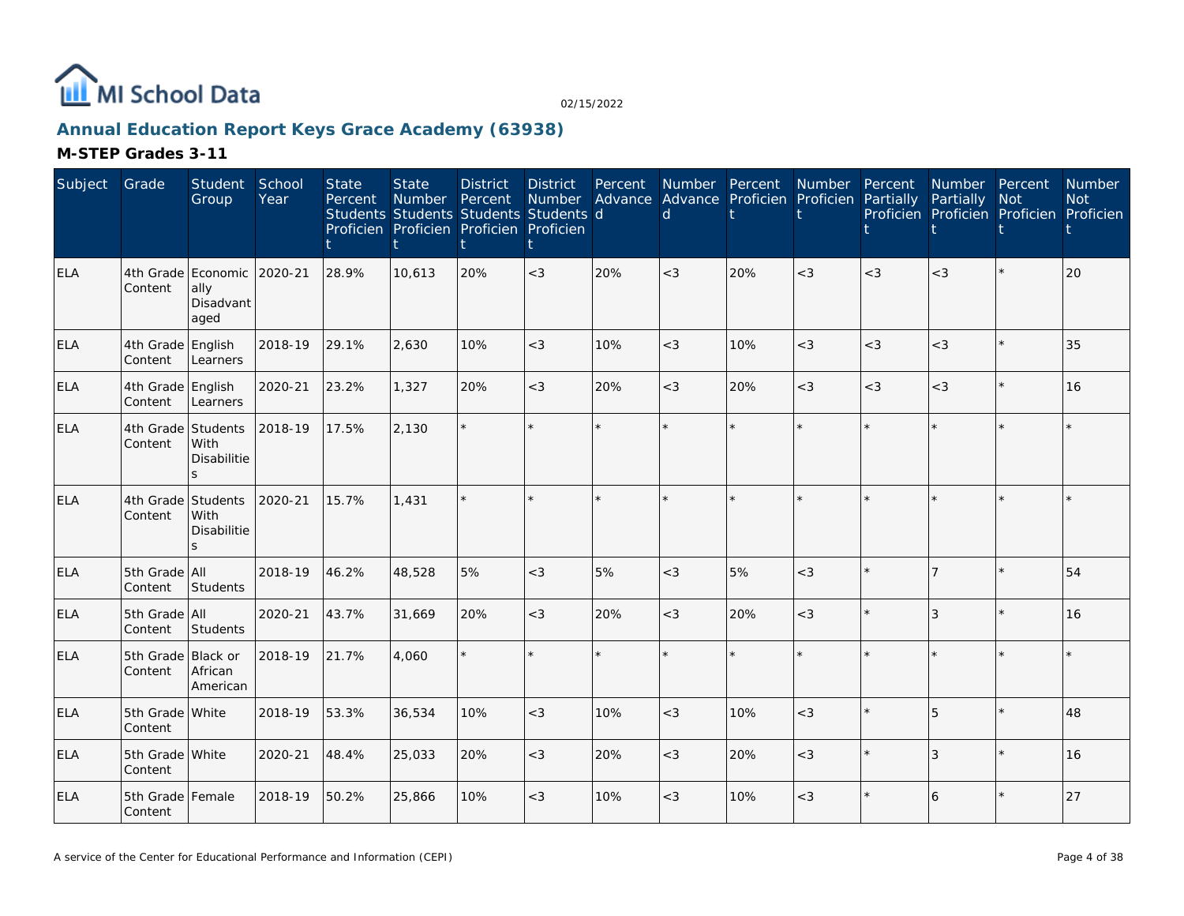MI School Data

02/15/2022

## Annual Education Report Keys Grace Academy (63938)

### M-STEP Grades 3-11

| Subject | Grade | Student Group | School Year | State Percent Students Proficient | State Number Students Proficient | District Percent Students Proficient | District Number Students Proficient | Percent Advanced | Number Advanced | Percent Proficient | Number Proficient | Percent Partially Proficient | Number Partially Proficient | Percent Not Proficient | Number Not Proficient |
|---|---|---|---|---|---|---|---|---|---|---|---|---|---|---|---|
| ELA | 4th Grade Content | Economically Disadvantaged | 2020-21 | 28.9% | 10,613 | 20% | <3 | 20% | <3 | 20% | <3 | <3 | <3 | * | 20 |
| ELA | 4th Grade Content | English Learners | 2018-19 | 29.1% | 2,630 | 10% | <3 | 10% | <3 | 10% | <3 | <3 | <3 | * | 35 |
| ELA | 4th Grade Content | English Learners | 2020-21 | 23.2% | 1,327 | 20% | <3 | 20% | <3 | 20% | <3 | <3 | <3 | * | 16 |
| ELA | 4th Grade Content | Students With Disabilities | 2018-19 | 17.5% | 2,130 | * | * | * | * | * | * | * | * | * | * |
| ELA | 4th Grade Content | Students With Disabilities | 2020-21 | 15.7% | 1,431 | * | * | * | * | * | * | * | * | * | * |
| ELA | 5th Grade Content | All Students | 2018-19 | 46.2% | 48,528 | 5% | <3 | 5% | <3 | 5% | <3 | * | 7 | * | 54 |
| ELA | 5th Grade Content | All Students | 2020-21 | 43.7% | 31,669 | 20% | <3 | 20% | <3 | 20% | <3 | * | 3 | * | 16 |
| ELA | 5th Grade Content | Black or African American | 2018-19 | 21.7% | 4,060 | * | * | * | * | * | * | * | * | * | * |
| ELA | 5th Grade Content | White | 2018-19 | 53.3% | 36,534 | 10% | <3 | 10% | <3 | 10% | <3 | * | 5 | * | 48 |
| ELA | 5th Grade Content | White | 2020-21 | 48.4% | 25,033 | 20% | <3 | 20% | <3 | 20% | <3 | * | 3 | * | 16 |
| ELA | 5th Grade Content | Female | 2018-19 | 50.2% | 25,866 | 10% | <3 | 10% | <3 | 10% | <3 | * | 6 | * | 27 |

A service of the Center for Educational Performance and Information (CEPI)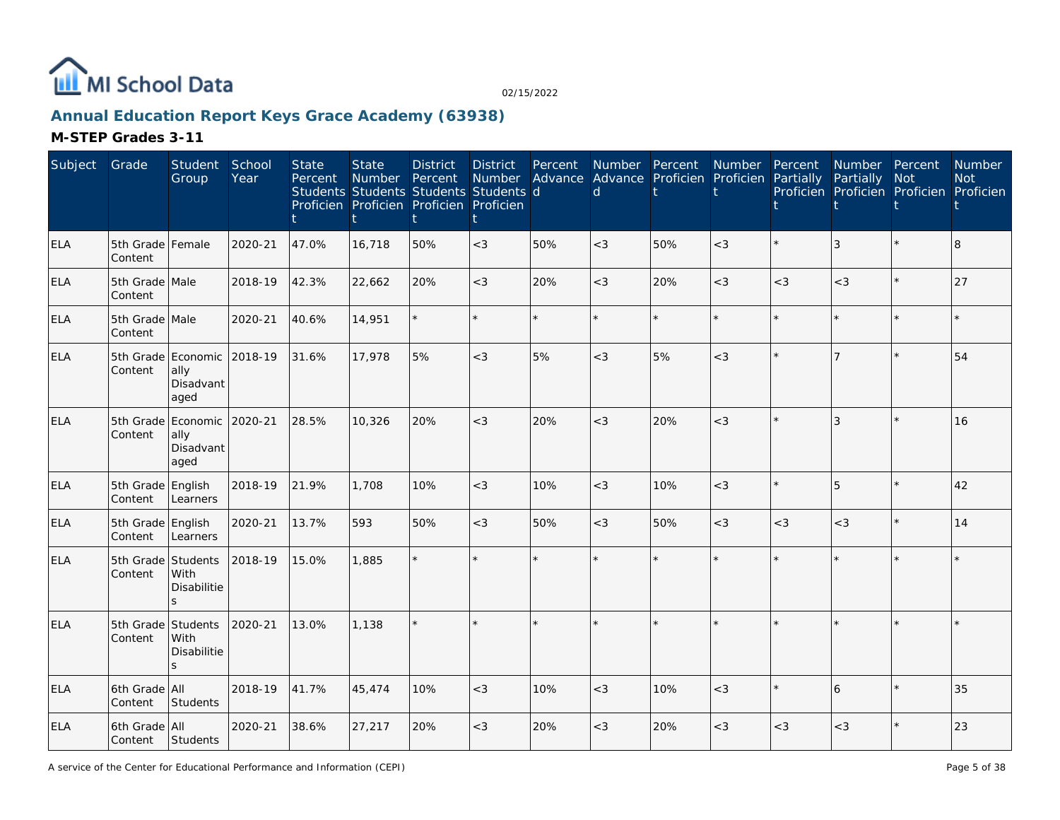# MI School Data

02/15/2022

## Annual Education Report Keys Grace Academy (63938)

### M-STEP Grades 3-11

| Subject | Grade | Student Group | School Year | State Percent Students Proficient | State Number Students Proficient | District Percent Students Proficient | District Number Students Proficient | Percent Advanced | Number Advanced | Percent Proficient | Number Proficient | Percent Partially Proficient | Number Partially Proficient | Percent Not Proficient | Number Not Proficient |
|---|---|---|---|---|---|---|---|---|---|---|---|---|---|---|---|
| ELA | 5th Grade Content | Female | 2020-21 | 47.0% | 16,718 | 50% | <3 | 50% | <3 | 50% | <3 | * | 3 | * | 8 |
| ELA | 5th Grade Content | Male | 2018-19 | 42.3% | 22,662 | 20% | <3 | 20% | <3 | 20% | <3 | <3 | <3 | * | 27 |
| ELA | 5th Grade Content | Male | 2020-21 | 40.6% | 14,951 | * | * | * | * | * | * | * | * | * | * |
| ELA | 5th Grade Content | Economically Disadvantaged | 2018-19 | 31.6% | 17,978 | 5% | <3 | 5% | <3 | 5% | <3 | * | 7 | * | 54 |
| ELA | 5th Grade Content | Economically Disadvantaged | 2020-21 | 28.5% | 10,326 | 20% | <3 | 20% | <3 | 20% | <3 | * | 3 | * | 16 |
| ELA | 5th Grade Content | English Learners | 2018-19 | 21.9% | 1,708 | 10% | <3 | 10% | <3 | 10% | <3 | * | 5 | * | 42 |
| ELA | 5th Grade Content | English Learners | 2020-21 | 13.7% | 593 | 50% | <3 | 50% | <3 | 50% | <3 | <3 | <3 | * | 14 |
| ELA | 5th Grade Content | Students With Disabilities | 2018-19 | 15.0% | 1,885 | * | * | * | * | * | * | * | * | * | * |
| ELA | 5th Grade Content | Students With Disabilities | 2020-21 | 13.0% | 1,138 | * | * | * | * | * | * | * | * | * | * |
| ELA | 6th Grade Content | All Students | 2018-19 | 41.7% | 45,474 | 10% | <3 | 10% | <3 | 10% | <3 | * | 6 | * | 35 |
| ELA | 6th Grade Content | All Students | 2020-21 | 38.6% | 27,217 | 20% | <3 | 20% | <3 | 20% | <3 | <3 | <3 | * | 23 |

A service of the Center for Educational Performance and Information (CEPI)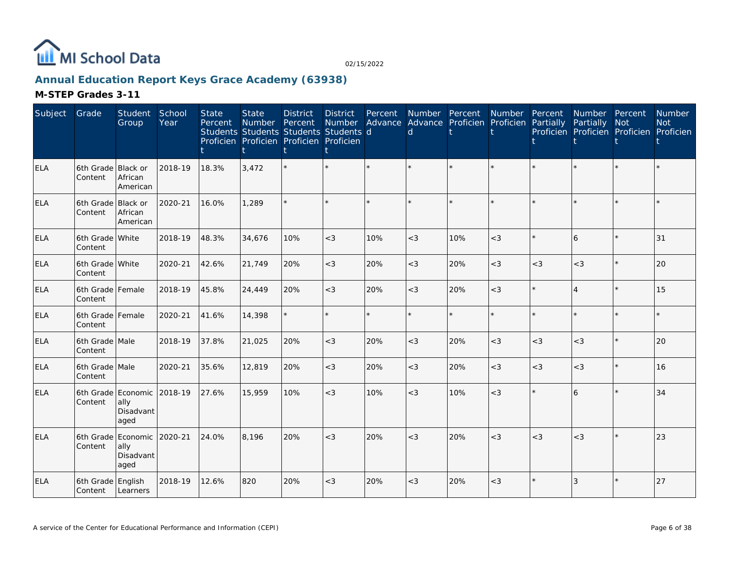# MI School Data

02/15/2022

## Annual Education Report Keys Grace Academy (63938)

### M-STEP Grades 3-11

| Subject | Grade | Student Group | School Year | State Percent Students Proficient | State Number Students Proficient | District Percent Students Proficient | District Number Students Proficient | Percent Advanced | Number Advanced | Percent Proficient | Number Proficient | Percent Partially Proficient | Number Partially Proficient | Percent Not Proficient | Number Not Proficient |
|---|---|---|---|---|---|---|---|---|---|---|---|---|---|---|---|
| ELA | 6th Grade Content | Black or African American | 2018-19 | 18.3% | 3,472 | * | * | * | * | * | * | * | * | * | * |
| ELA | 6th Grade Content | Black or African American | 2020-21 | 16.0% | 1,289 | * | * | * | * | * | * | * | * | * | * |
| ELA | 6th Grade Content | White | 2018-19 | 48.3% | 34,676 | 10% | <3 | 10% | <3 | 10% | <3 | * | 6 | * | 31 |
| ELA | 6th Grade Content | White | 2020-21 | 42.6% | 21,749 | 20% | <3 | 20% | <3 | 20% | <3 | <3 | <3 | * | 20 |
| ELA | 6th Grade Content | Female | 2018-19 | 45.8% | 24,449 | 20% | <3 | 20% | <3 | 20% | <3 | * | 4 | * | 15 |
| ELA | 6th Grade Content | Female | 2020-21 | 41.6% | 14,398 | * | * | * | * | * | * | * | * | * | * |
| ELA | 6th Grade Content | Male | 2018-19 | 37.8% | 21,025 | 20% | <3 | 20% | <3 | 20% | <3 | <3 | <3 | * | 20 |
| ELA | 6th Grade Content | Male | 2020-21 | 35.6% | 12,819 | 20% | <3 | 20% | <3 | 20% | <3 | <3 | <3 | * | 16 |
| ELA | 6th Grade Content | Economically Disadvantaged | 2018-19 | 27.6% | 15,959 | 10% | <3 | 10% | <3 | 10% | <3 | * | 6 | * | 34 |
| ELA | 6th Grade Content | Economically Disadvantaged | 2020-21 | 24.0% | 8,196 | 20% | <3 | 20% | <3 | 20% | <3 | <3 | <3 | * | 23 |
| ELA | 6th Grade Content | English Learners | 2018-19 | 12.6% | 820 | 20% | <3 | 20% | <3 | 20% | <3 | * | 3 | * | 27 |

A service of the Center for Educational Performance and Information (CEPI)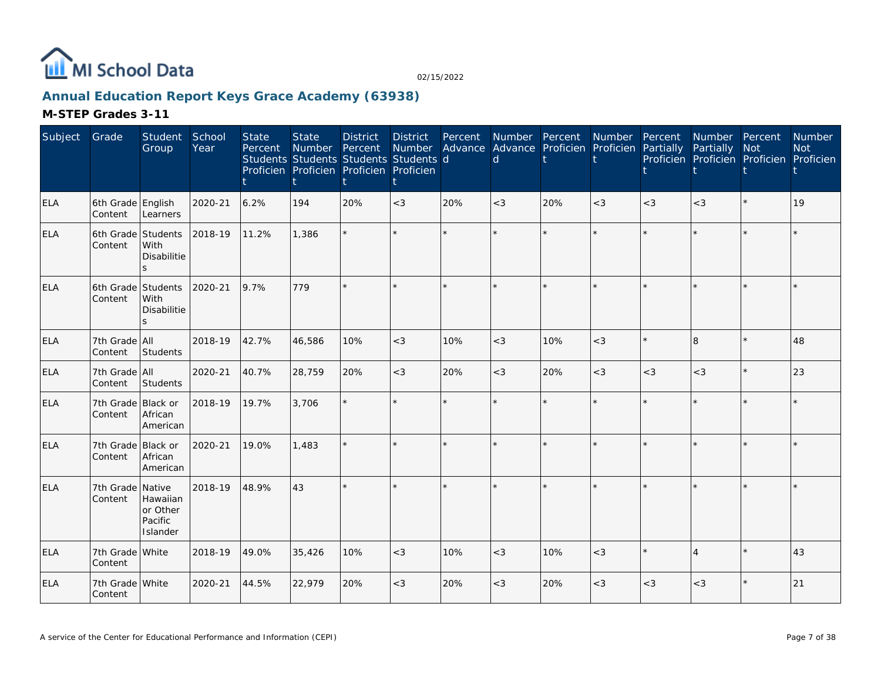# Annual Education Report Keys Grace Academy (63938)

## M-STEP Grades 3-11

| Subject | Grade | Student Group | School Year | State Percent Students Proficient | State Number Students Proficient | District Percent Students Proficient | District Number Students Proficient | Percent Advanced | Number Advanced | Percent Proficient | Number Proficient | Percent Partially Proficient | Number Partially Proficient | Percent Not Proficient | Number Not Proficient |
|---|---|---|---|---|---|---|---|---|---|---|---|---|---|---|---|
| ELA | 6th Grade Content | English Learners | 2020-21 | 6.2% | 194 | 20% | <3 | 20% | <3 | 20% | <3 | <3 | <3 | * | 19 |
| ELA | 6th Grade Content | Students With Disabilities | 2018-19 | 11.2% | 1,386 | * | * | * | * | * | * | * | * | * | * |
| ELA | 6th Grade Content | Students With Disabilities | 2020-21 | 9.7% | 779 | * | * | * | * | * | * | * | * | * | * |
| ELA | 7th Grade Content | All Students | 2018-19 | 42.7% | 46,586 | 10% | <3 | 10% | <3 | 10% | <3 | * | 8 | * | 48 |
| ELA | 7th Grade Content | All Students | 2020-21 | 40.7% | 28,759 | 20% | <3 | 20% | <3 | 20% | <3 | <3 | <3 | * | 23 |
| ELA | 7th Grade Content | Black or African American | 2018-19 | 19.7% | 3,706 | * | * | * | * | * | * | * | * | * | * |
| ELA | 7th Grade Content | Black or African American | 2020-21 | 19.0% | 1,483 | * | * | * | * | * | * | * | * | * | * |
| ELA | 7th Grade Content | Native Hawaiian or Other Pacific Islander | 2018-19 | 48.9% | 43 | * | * | * | * | * | * | * | * | * | * |
| ELA | 7th Grade Content | White | 2018-19 | 49.0% | 35,426 | 10% | <3 | 10% | <3 | 10% | <3 | * | 4 | * | 43 |
| ELA | 7th Grade Content | White | 2020-21 | 44.5% | 22,979 | 20% | <3 | 20% | <3 | 20% | <3 | <3 | <3 | * | 21 |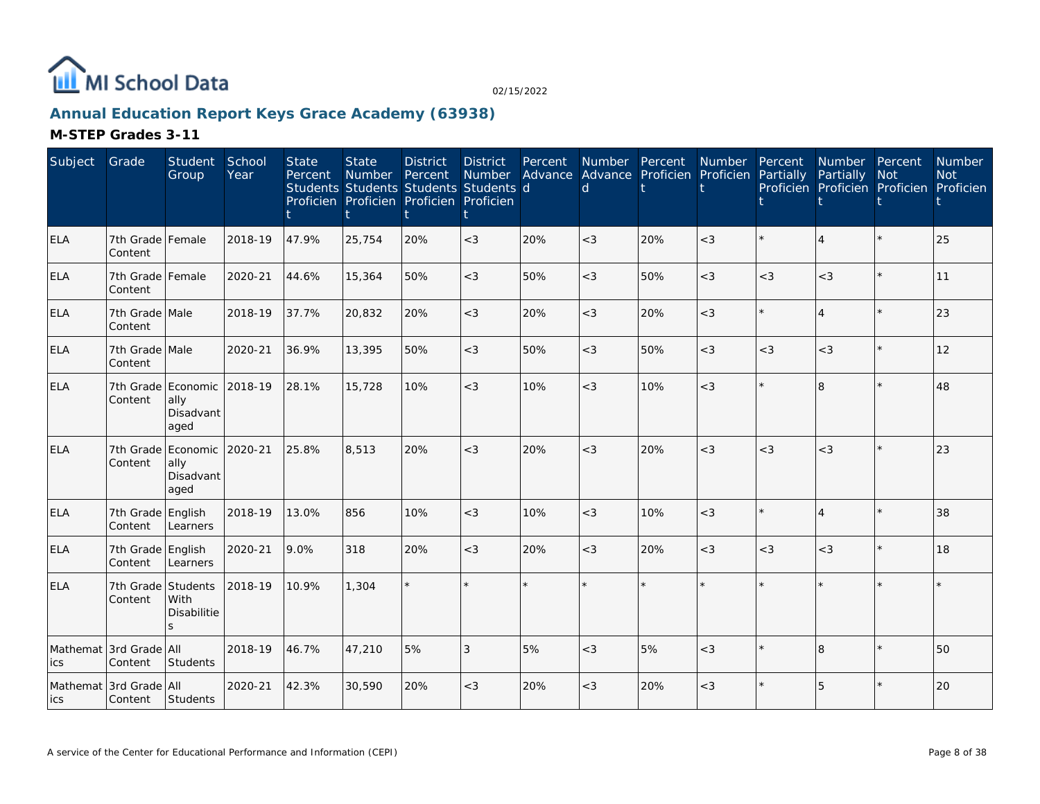## Annual Education Report Keys Grace Academy (63938)

### M-STEP Grades 3-11

| Subject | Grade | Student Group | School Year | State Percent Students Proficient | State Number Students Proficient | District Percent Students Proficient | District Number Students Proficient | Percent Advanced | Number Advanced | Percent Proficient | Number Proficient | Percent Partially Proficient | Number Partially Proficient | Percent Not Proficient | Number Not Proficient |
|---|---|---|---|---|---|---|---|---|---|---|---|---|---|---|---|
| ELA | 7th Grade Content | Female | 2018-19 | 47.9% | 25,754 | 20% | <3 | 20% | <3 | 20% | <3 | * | 4 | * | 25 |
| ELA | 7th Grade Content | Female | 2020-21 | 44.6% | 15,364 | 50% | <3 | 50% | <3 | 50% | <3 | <3 | <3 | * | 11 |
| ELA | 7th Grade Content | Male | 2018-19 | 37.7% | 20,832 | 20% | <3 | 20% | <3 | 20% | <3 | * | 4 | * | 23 |
| ELA | 7th Grade Content | Male | 2020-21 | 36.9% | 13,395 | 50% | <3 | 50% | <3 | 50% | <3 | <3 | <3 | * | 12 |
| ELA | 7th Grade Content | Economically Disadvantaged | 2018-19 | 28.1% | 15,728 | 10% | <3 | 10% | <3 | 10% | <3 | * | 8 | * | 48 |
| ELA | 7th Grade Content | Economically Disadvantaged | 2020-21 | 25.8% | 8,513 | 20% | <3 | 20% | <3 | 20% | <3 | <3 | <3 | * | 23 |
| ELA | 7th Grade Content | English Learners | 2018-19 | 13.0% | 856 | 10% | <3 | 10% | <3 | 10% | <3 | * | 4 | * | 38 |
| ELA | 7th Grade Content | English Learners | 2020-21 | 9.0% | 318 | 20% | <3 | 20% | <3 | 20% | <3 | <3 | <3 | * | 18 |
| ELA | 7th Grade Content | Students With Disabilities | 2018-19 | 10.9% | 1,304 | * | * | * | * | * | * | * | * | * | * |
| Mathematics | 3rd Grade Content | All Students | 2018-19 | 46.7% | 47,210 | 5% | 3 | 5% | <3 | 5% | <3 | * | 8 | * | 50 |
| Mathematics | 3rd Grade Content | All Students | 2020-21 | 42.3% | 30,590 | 20% | <3 | 20% | <3 | 20% | <3 | * | 5 | * | 20 |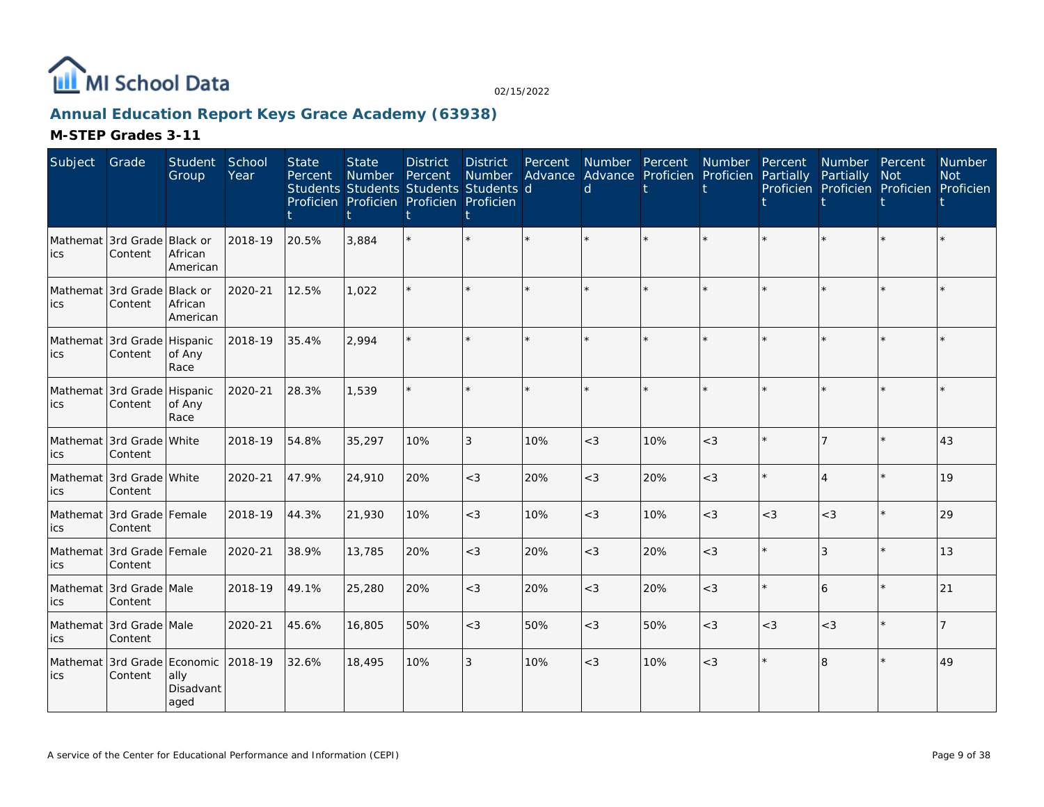# MI School Data

02/15/2022

## Annual Education Report Keys Grace Academy (63938)

### M-STEP Grades 3-11

| Subject | Grade | Student Group | School Year | State Percent Students Proficient | State Number Students Proficient | District Percent Students Proficient | District Number Students Proficient | Percent Advanced | Number Advanced | Percent Proficient | Number Proficient | Percent Partially Proficient | Number Partially Proficient | Percent Not Proficient | Number Not Proficient |
|---|---|---|---|---|---|---|---|---|---|---|---|---|---|---|---|
| Mathematics | 3rd Grade Content | Black or African American | 2018-19 | 20.5% | 3,884 | * | * | * | * | * | * | * | * | * | * |
| Mathematics | 3rd Grade Content | Black or African American | 2020-21 | 12.5% | 1,022 | * | * | * | * | * | * | * | * | * | * |
| Mathematics | 3rd Grade Content | Hispanic of Any Race | 2018-19 | 35.4% | 2,994 | * | * | * | * | * | * | * | * | * | * |
| Mathematics | 3rd Grade Content | Hispanic of Any Race | 2020-21 | 28.3% | 1,539 | * | * | * | * | * | * | * | * | * | * |
| Mathematics | 3rd Grade Content | White | 2018-19 | 54.8% | 35,297 | 10% | 3 | 10% | <3 | 10% | <3 | * | 7 | * | 43 |
| Mathematics | 3rd Grade Content | White | 2020-21 | 47.9% | 24,910 | 20% | <3 | 20% | <3 | 20% | <3 | * | 4 | * | 19 |
| Mathematics | 3rd Grade Content | Female | 2018-19 | 44.3% | 21,930 | 10% | <3 | 10% | <3 | 10% | <3 | <3 | <3 | * | 29 |
| Mathematics | 3rd Grade Content | Female | 2020-21 | 38.9% | 13,785 | 20% | <3 | 20% | <3 | 20% | <3 | * | 3 | * | 13 |
| Mathematics | 3rd Grade Content | Male | 2018-19 | 49.1% | 25,280 | 20% | <3 | 20% | <3 | 20% | <3 | * | 6 | * | 21 |
| Mathematics | 3rd Grade Content | Male | 2020-21 | 45.6% | 16,805 | 50% | <3 | 50% | <3 | 50% | <3 | <3 | <3 | * | 7 |
| Mathematics | 3rd Grade Content | Economically Disadvantaged | 2018-19 | 32.6% | 18,495 | 10% | 3 | 10% | <3 | 10% | <3 | * | 8 | * | 49 |

A service of the Center for Educational Performance and Information (CEPI)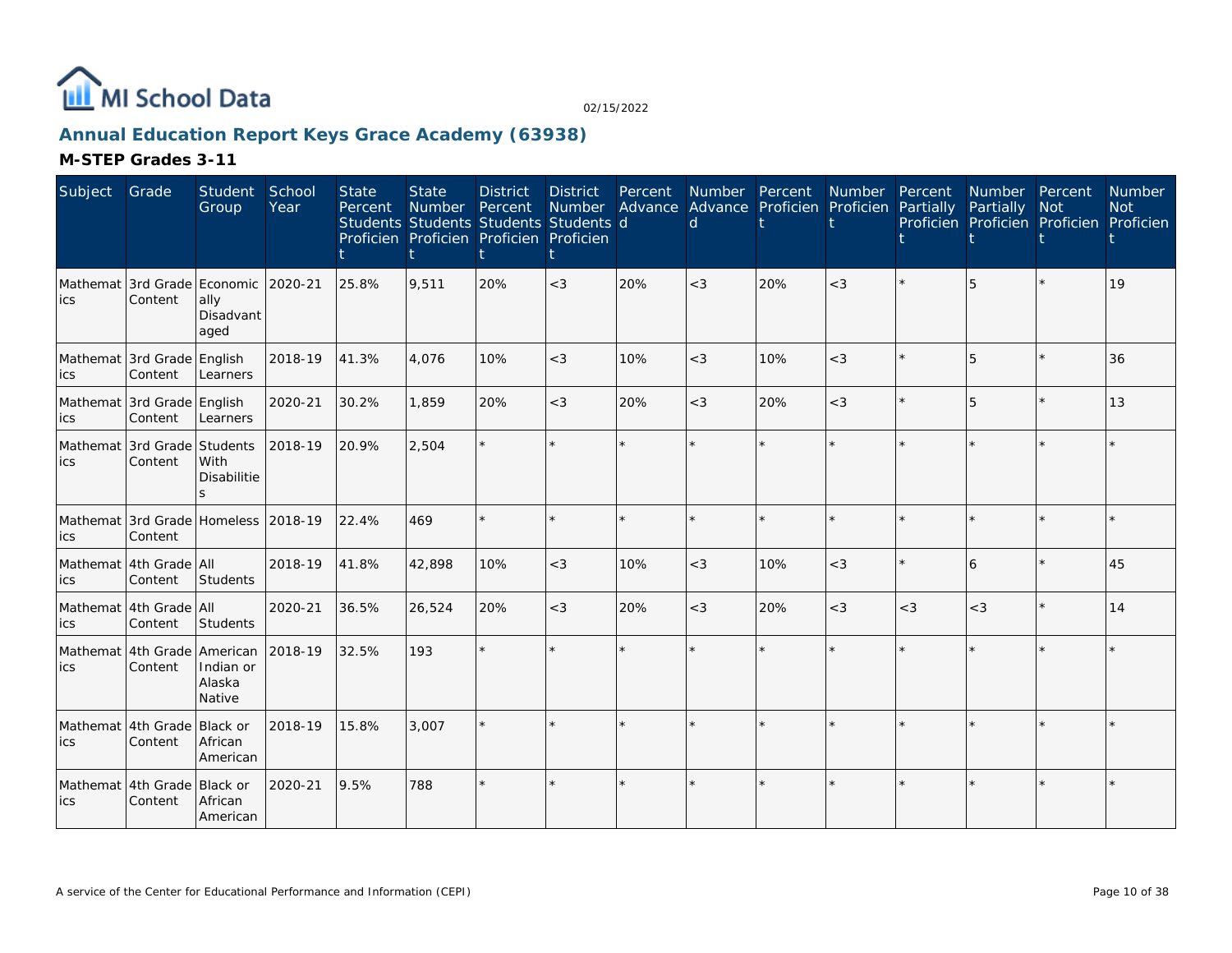# Annual Education Report Keys Grace Academy (63938)

## M-STEP Grades 3-11

| Subject | Grade | Student Group | School Year | State Percent Students Proficient | State Number Students Proficient | District Percent Students Proficient | District Number Students Proficient | Percent Advanced | Number Advanced | Percent Proficient | Number Proficient | Percent Partially Proficient | Number Partially Proficient | Percent Not Proficient | Number Not Proficient |
|---|---|---|---|---|---|---|---|---|---|---|---|---|---|---|---|
| Mathematics | 3rd Grade Content | Economically Disadvantaged | 2020-21 | 25.8% | 9,511 | 20% | <3 | 20% | <3 | 20% | <3 | * | 5 | * | 19 |
| Mathematics | 3rd Grade Content | English Learners | 2018-19 | 41.3% | 4,076 | 10% | <3 | 10% | <3 | 10% | <3 | * | 5 | * | 36 |
| Mathematics | 3rd Grade Content | English Learners | 2020-21 | 30.2% | 1,859 | 20% | <3 | 20% | <3 | 20% | <3 | * | 5 | * | 13 |
| Mathematics | 3rd Grade Content | Students With Disabilities | 2018-19 | 20.9% | 2,504 | * | * | * | * | * | * | * | * | * | * |
| Mathematics | 3rd Grade Content | Homeless | 2018-19 | 22.4% | 469 | * | * | * | * | * | * | * | * | * | * |
| Mathematics | 4th Grade Content | All Students | 2018-19 | 41.8% | 42,898 | 10% | <3 | 10% | <3 | 10% | <3 | * | 6 | * | 45 |
| Mathematics | 4th Grade Content | All Students | 2020-21 | 36.5% | 26,524 | 20% | <3 | 20% | <3 | 20% | <3 | <3 | <3 | * | 14 |
| Mathematics | 4th Grade Content | American Indian or Alaska Native | 2018-19 | 32.5% | 193 | * | * | * | * | * | * | * | * | * | * |
| Mathematics | 4th Grade Content | Black or African American | 2018-19 | 15.8% | 3,007 | * | * | * | * | * | * | * | * | * | * |
| Mathematics | 4th Grade Content | Black or African American | 2020-21 | 9.5% | 788 | * | * | * | * | * | * | * | * | * | * |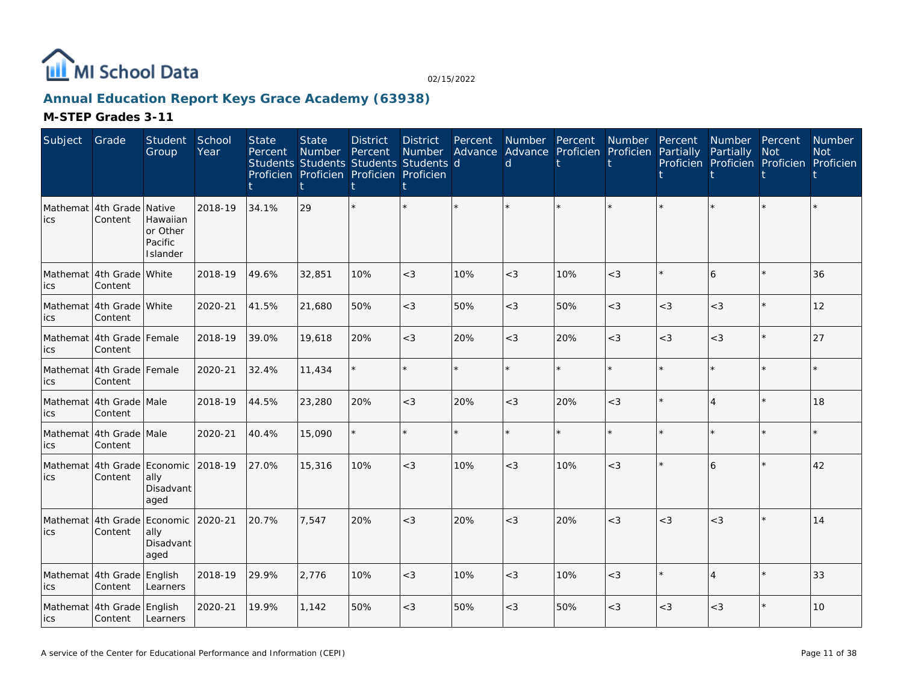MI School Data

02/15/2022

## Annual Education Report Keys Grace Academy (63938)

### M-STEP Grades 3-11

| Subject | Grade | Student Group | School Year | State Percent Students Proficient | State Number Students Proficient | District Percent Students Proficient | District Number Students Proficient | Percent Advanced | Number Advanced | Percent Proficient | Number Proficient | Percent Partially Proficient | Number Partially Proficient | Percent Not Proficient | Number Not Proficient |
|---|---|---|---|---|---|---|---|---|---|---|---|---|---|---|---|
| Mathematics | 4th Grade Content | Native Hawaiian or Other Pacific Islander | 2018-19 | 34.1% | 29 | * | * | * | * | * | * | * | * | * | * |
| Mathematics | 4th Grade Content | White | 2018-19 | 49.6% | 32,851 | 10% | <3 | 10% | <3 | 10% | <3 | * | 6 | * | 36 |
| Mathematics | 4th Grade Content | White | 2020-21 | 41.5% | 21,680 | 50% | <3 | 50% | <3 | 50% | <3 | <3 | <3 | * | 12 |
| Mathematics | 4th Grade Content | Female | 2018-19 | 39.0% | 19,618 | 20% | <3 | 20% | <3 | 20% | <3 | <3 | <3 | * | 27 |
| Mathematics | 4th Grade Content | Female | 2020-21 | 32.4% | 11,434 | * | * | * | * | * | * | * | * | * | * |
| Mathematics | 4th Grade Content | Male | 2018-19 | 44.5% | 23,280 | 20% | <3 | 20% | <3 | 20% | <3 | * | 4 | * | 18 |
| Mathematics | 4th Grade Content | Male | 2020-21 | 40.4% | 15,090 | * | * | * | * | * | * | * | * | * | * |
| Mathematics | 4th Grade Content | Economically Disadvantaged | 2018-19 | 27.0% | 15,316 | 10% | <3 | 10% | <3 | 10% | <3 | * | 6 | * | 42 |
| Mathematics | 4th Grade Content | Economically Disadvantaged | 2020-21 | 20.7% | 7,547 | 20% | <3 | 20% | <3 | 20% | <3 | <3 | <3 | * | 14 |
| Mathematics | 4th Grade Content | English Learners | 2018-19 | 29.9% | 2,776 | 10% | <3 | 10% | <3 | 10% | <3 | * | 4 | * | 33 |
| Mathematics | 4th Grade Content | English Learners | 2020-21 | 19.9% | 1,142 | 50% | <3 | 50% | <3 | 50% | <3 | <3 | <3 | * | 10 |

A service of the Center for Educational Performance and Information (CEPI)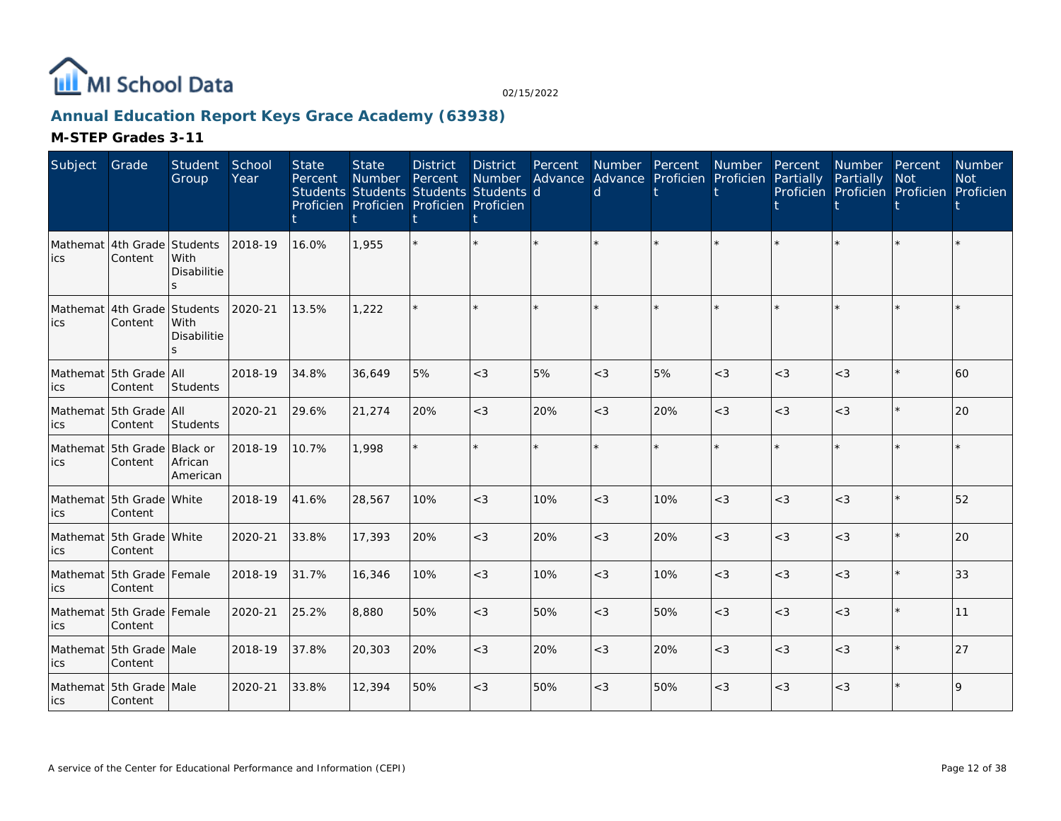MI School Data

02/15/2022

## Annual Education Report Keys Grace Academy (63938)

### M-STEP Grades 3-11

| Subject | Grade | Student Group | School Year | State Percent Students Proficient | State Number Students Proficient | District Percent Students Proficient | District Number Students Proficient | Percent Advanced | Number Advanced | Percent Proficient | Number Proficient | Percent Partially Proficient | Number Partially Proficient | Percent Not Proficient | Number Not Proficient |
|---|---|---|---|---|---|---|---|---|---|---|---|---|---|---|---|
| Mathematics | 4th Grade Content | Students With Disabilities | 2018-19 | 16.0% | 1,955 | * | * | * | * | * | * | * | * | * | * |
| Mathematics | 4th Grade Content | Students With Disabilities | 2020-21 | 13.5% | 1,222 | * | * | * | * | * | * | * | * | * | * |
| Mathematics | 5th Grade Content | All Students | 2018-19 | 34.8% | 36,649 | 5% | <3 | 5% | <3 | 5% | <3 | <3 | <3 | * | 60 |
| Mathematics | 5th Grade Content | All Students | 2020-21 | 29.6% | 21,274 | 20% | <3 | 20% | <3 | 20% | <3 | <3 | <3 | * | 20 |
| Mathematics | 5th Grade Content | Black or African American | 2018-19 | 10.7% | 1,998 | * | * | * | * | * | * | * | * | * | * |
| Mathematics | 5th Grade Content | White | 2018-19 | 41.6% | 28,567 | 10% | <3 | 10% | <3 | 10% | <3 | <3 | <3 | * | 52 |
| Mathematics | 5th Grade Content | White | 2020-21 | 33.8% | 17,393 | 20% | <3 | 20% | <3 | 20% | <3 | <3 | <3 | * | 20 |
| Mathematics | 5th Grade Content | Female | 2018-19 | 31.7% | 16,346 | 10% | <3 | 10% | <3 | 10% | <3 | <3 | <3 | * | 33 |
| Mathematics | 5th Grade Content | Female | 2020-21 | 25.2% | 8,880 | 50% | <3 | 50% | <3 | 50% | <3 | <3 | <3 | * | 11 |
| Mathematics | 5th Grade Content | Male | 2018-19 | 37.8% | 20,303 | 20% | <3 | 20% | <3 | 20% | <3 | <3 | <3 | * | 27 |
| Mathematics | 5th Grade Content | Male | 2020-21 | 33.8% | 12,394 | 50% | <3 | 50% | <3 | 50% | <3 | <3 | <3 | * | 9 |

A service of the Center for Educational Performance and Information (CEPI)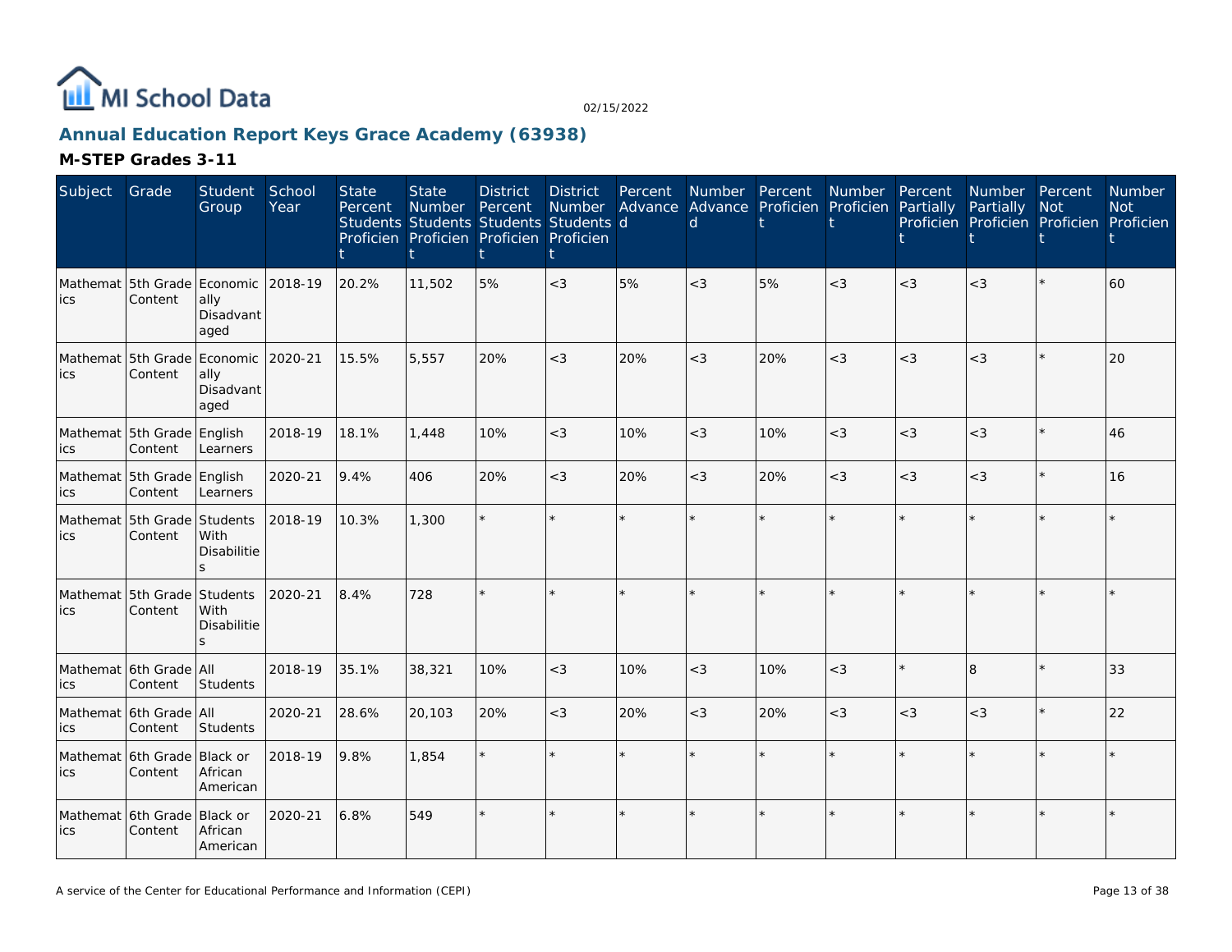# Annual Education Report Keys Grace Academy (63938)

## M-STEP Grades 3-11

| Subject | Grade | Student Group | School Year | State Percent Students Proficient | State Number Students Proficient | District Percent Students Proficient | District Number Students Proficient | Percent Advanced | Number Advanced | Percent Proficient | Number Proficient | Percent Partially Proficient | Number Partially Proficient | Percent Not Proficient | Number Not Proficient |
|---|---|---|---|---|---|---|---|---|---|---|---|---|---|---|---|
| Mathematics | 5th Grade Content | Economically Disadvantaged | 2018-19 | 20.2% | 11,502 | 5% | <3 | 5% | <3 | 5% | <3 | <3 | <3 | * | 60 |
| Mathematics | 5th Grade Content | Economically Disadvantaged | 2020-21 | 15.5% | 5,557 | 20% | <3 | 20% | <3 | 20% | <3 | <3 | <3 | * | 20 |
| Mathematics | 5th Grade Content | English Learners | 2018-19 | 18.1% | 1,448 | 10% | <3 | 10% | <3 | 10% | <3 | <3 | <3 | * | 46 |
| Mathematics | 5th Grade Content | English Learners | 2020-21 | 9.4% | 406 | 20% | <3 | 20% | <3 | 20% | <3 | <3 | <3 | * | 16 |
| Mathematics | 5th Grade Content | Students With Disabilities | 2018-19 | 10.3% | 1,300 | * | * | * | * | * | * | * | * | * | * |
| Mathematics | 5th Grade Content | Students With Disabilities | 2020-21 | 8.4% | 728 | * | * | * | * | * | * | * | * | * | * |
| Mathematics | 6th Grade Content | All Students | 2018-19 | 35.1% | 38,321 | 10% | <3 | 10% | <3 | 10% | <3 | * | 8 | * | 33 |
| Mathematics | 6th Grade Content | All Students | 2020-21 | 28.6% | 20,103 | 20% | <3 | 20% | <3 | 20% | <3 | <3 | <3 | * | 22 |
| Mathematics | 6th Grade Content | Black or African American | 2018-19 | 9.8% | 1,854 | * | * | * | * | * | * | * | * | * | * |
| Mathematics | 6th Grade Content | Black or African American | 2020-21 | 6.8% | 549 | * | * | * | * | * | * | * | * | * | * |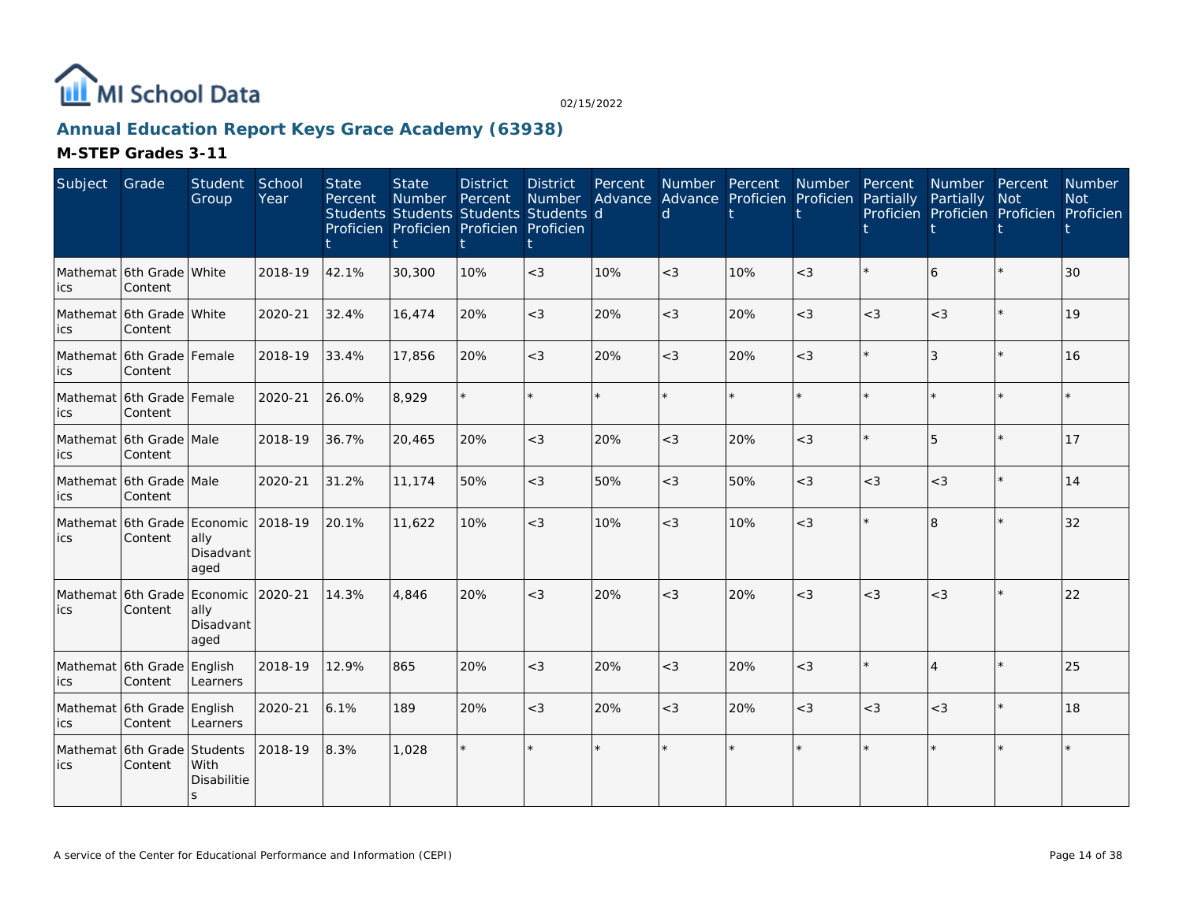# Annual Education Report Keys Grace Academy (63938)

## M-STEP Grades 3-11

| Subject | Grade | Student Group | School Year | State Percent Students Proficient | State Number Students Proficient | District Percent Students Proficient | District Number Students Proficient | Percent Advanced | Number Advanced | Percent Proficient | Number Proficient | Percent Partially Proficient | Number Partially Proficient | Percent Not Proficient | Number Not Proficient |
|---|---|---|---|---|---|---|---|---|---|---|---|---|---|---|---|
| Mathematics | 6th Grade Content | White | 2018-19 | 42.1% | 30,300 | 10% | <3 | 10% | <3 | 10% | <3 | * | 6 | * | 30 |
| Mathematics | 6th Grade Content | White | 2020-21 | 32.4% | 16,474 | 20% | <3 | 20% | <3 | 20% | <3 | <3 | <3 | * | 19 |
| Mathematics | 6th Grade Content | Female | 2018-19 | 33.4% | 17,856 | 20% | <3 | 20% | <3 | 20% | <3 | * | 3 | * | 16 |
| Mathematics | 6th Grade Content | Female | 2020-21 | 26.0% | 8,929 | * | * | * | * | * | * | * | * | * | * |
| Mathematics | 6th Grade Content | Male | 2018-19 | 36.7% | 20,465 | 20% | <3 | 20% | <3 | 20% | <3 | * | 5 | * | 17 |
| Mathematics | 6th Grade Content | Male | 2020-21 | 31.2% | 11,174 | 50% | <3 | 50% | <3 | 50% | <3 | <3 | <3 | * | 14 |
| Mathematics | 6th Grade Content | Economically Disadvantaged | 2018-19 | 20.1% | 11,622 | 10% | <3 | 10% | <3 | 10% | <3 | * | 8 | * | 32 |
| Mathematics | 6th Grade Content | Economically Disadvantaged | 2020-21 | 14.3% | 4,846 | 20% | <3 | 20% | <3 | 20% | <3 | <3 | <3 | * | 22 |
| Mathematics | 6th Grade Content | English Learners | 2018-19 | 12.9% | 865 | 20% | <3 | 20% | <3 | 20% | <3 | * | 4 | * | 25 |
| Mathematics | 6th Grade Content | English Learners | 2020-21 | 6.1% | 189 | 20% | <3 | 20% | <3 | 20% | <3 | <3 | <3 | * | 18 |
| Mathematics | 6th Grade Content | Students With Disabilities | 2018-19 | 8.3% | 1,028 | * | * | * | * | * | * | * | * | * | * |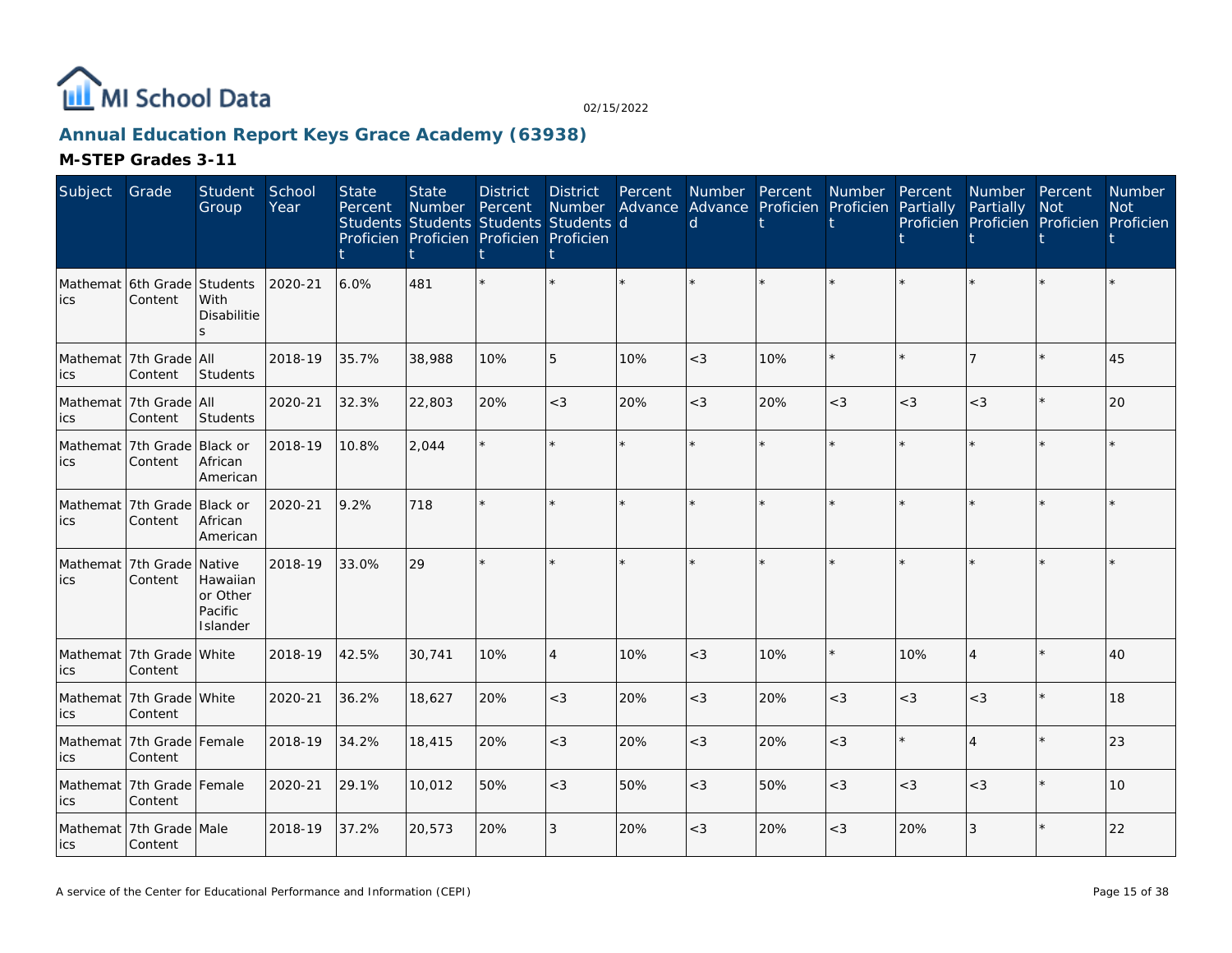# Annual Education Report Keys Grace Academy (63938)

## M-STEP Grades 3-11

| Subject | Grade | Student Group | School Year | State Percent Students Proficient | State Number Students Proficient | District Percent Students Proficient | District Number Students Proficient | Percent Advanced | Number Advanced | Percent Proficient | Number Proficient | Percent Partially Proficient | Number Partially Proficient | Percent Not Proficient | Number Not Proficient |
|---|---|---|---|---|---|---|---|---|---|---|---|---|---|---|---|
| Mathematics | 6th Grade Content | Students With Disabilities | 2020-21 | 6.0% | 481 | * | * | * | * | * | * | * | * | * | * |
| Mathematics | 7th Grade Content | All Students | 2018-19 | 35.7% | 38,988 | 10% | 5 | 10% | <3 | 10% | * | * | 7 | * | 45 |
| Mathematics | 7th Grade Content | All Students | 2020-21 | 32.3% | 22,803 | 20% | <3 | 20% | <3 | 20% | <3 | <3 | <3 | * | 20 |
| Mathematics | 7th Grade Content | Black or African American | 2018-19 | 10.8% | 2,044 | * | * | * | * | * | * | * | * | * | * |
| Mathematics | 7th Grade Content | Black or African American | 2020-21 | 9.2% | 718 | * | * | * | * | * | * | * | * | * | * |
| Mathematics | 7th Grade Content | Native Hawaiian or Other Pacific Islander | 2018-19 | 33.0% | 29 | * | * | * | * | * | * | * | * | * | * |
| Mathematics | 7th Grade Content | White | 2018-19 | 42.5% | 30,741 | 10% | 4 | 10% | <3 | 10% | * | 10% | 4 | * | 40 |
| Mathematics | 7th Grade Content | White | 2020-21 | 36.2% | 18,627 | 20% | <3 | 20% | <3 | 20% | <3 | <3 | <3 | * | 18 |
| Mathematics | 7th Grade Content | Female | 2018-19 | 34.2% | 18,415 | 20% | <3 | 20% | <3 | 20% | <3 | * | 4 | * | 23 |
| Mathematics | 7th Grade Content | Female | 2020-21 | 29.1% | 10,012 | 50% | <3 | 50% | <3 | 50% | <3 | <3 | <3 | * | 10 |
| Mathematics | 7th Grade Content | Male | 2018-19 | 37.2% | 20,573 | 20% | 3 | 20% | <3 | 20% | <3 | 20% | 3 | * | 22 |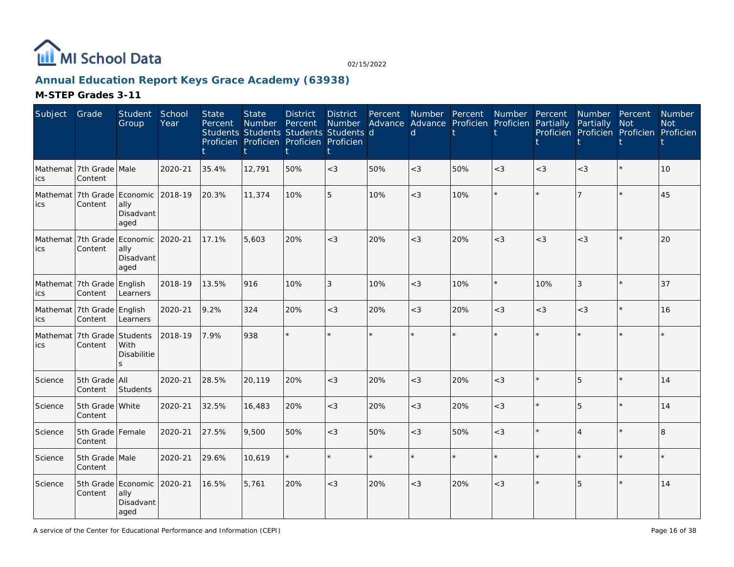# Annual Education Report Keys Grace Academy (63938)

## M-STEP Grades 3-11

| Subject | Grade | Student Group | School Year | State Percent Students Proficient | State Number Students Proficient | District Percent Students Proficient | District Number Students Proficient | Percent Advanced | Number Advanced | Percent Proficient | Number Proficient | Percent Partially Proficient | Number Partially Proficient | Percent Not Proficient | Number Not Proficient |
|---|---|---|---|---|---|---|---|---|---|---|---|---|---|---|---|
| Mathematics | 7th Grade Content | Male | 2020-21 | 35.4% | 12,791 | 50% | <3 | 50% | <3 | 50% | <3 | <3 | <3 | * | 10 |
| Mathematics | 7th Grade Content | Economically Disadvantaged | 2018-19 | 20.3% | 11,374 | 10% | 5 | 10% | <3 | 10% | * | * | 7 | * | 45 |
| Mathematics | 7th Grade Content | Economically Disadvantaged | 2020-21 | 17.1% | 5,603 | 20% | <3 | 20% | <3 | 20% | <3 | <3 | <3 | * | 20 |
| Mathematics | 7th Grade Content | English Learners | 2018-19 | 13.5% | 916 | 10% | 3 | 10% | <3 | 10% | * | 10% | 3 | * | 37 |
| Mathematics | 7th Grade Content | English Learners | 2020-21 | 9.2% | 324 | 20% | <3 | 20% | <3 | 20% | <3 | <3 | <3 | * | 16 |
| Mathematics | 7th Grade Content | Students With Disabilities | 2018-19 | 7.9% | 938 | * | * | * | * | * | * | * | * | * | * |
| Science | 5th Grade Content | All Students | 2020-21 | 28.5% | 20,119 | 20% | <3 | 20% | <3 | 20% | <3 | * | 5 | * | 14 |
| Science | 5th Grade Content | White | 2020-21 | 32.5% | 16,483 | 20% | <3 | 20% | <3 | 20% | <3 | * | 5 | * | 14 |
| Science | 5th Grade Content | Female | 2020-21 | 27.5% | 9,500 | 50% | <3 | 50% | <3 | 50% | <3 | * | 4 | * | 8 |
| Science | 5th Grade Content | Male | 2020-21 | 29.6% | 10,619 | * | * | * | * | * | * | * | * | * | * |
| Science | 5th Grade Content | Economically Disadvantaged | 2020-21 | 16.5% | 5,761 | 20% | <3 | 20% | <3 | 20% | <3 | * | 5 | * | 14 |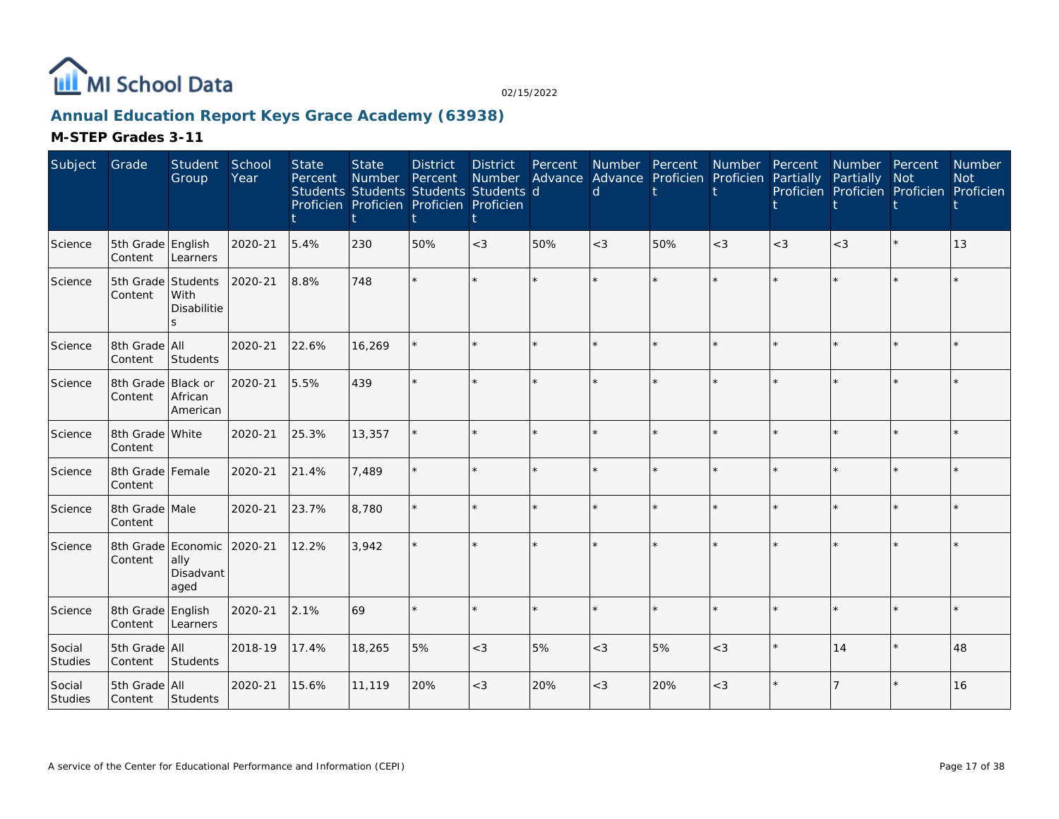# Annual Education Report Keys Grace Academy (63938)

## M-STEP Grades 3-11

| Subject | Grade | Student Group | School Year | State Percent Students Proficient | State Number Students Proficient | District Percent Students Proficient | District Number Students Proficient | Percent Advanced | Number Advanced | Percent Proficient | Number Proficient | Percent Partially Proficient | Number Partially Proficient | Percent Not Proficient | Number Not Proficient |
|---|---|---|---|---|---|---|---|---|---|---|---|---|---|---|---|
| Science | 5th Grade Content | English Learners | 2020-21 | 5.4% | 230 | 50% | <3 | 50% | <3 | 50% | <3 | <3 | <3 | * | 13 |
| Science | 5th Grade Content | Students With Disabilities | 2020-21 | 8.8% | 748 | * | * | * | * | * | * | * | * | * | * |
| Science | 8th Grade Content | All Students | 2020-21 | 22.6% | 16,269 | * | * | * | * | * | * | * | * | * | * |
| Science | 8th Grade Content | Black or African American | 2020-21 | 5.5% | 439 | * | * | * | * | * | * | * | * | * | * |
| Science | 8th Grade Content | White | 2020-21 | 25.3% | 13,357 | * | * | * | * | * | * | * | * | * | * |
| Science | 8th Grade Content | Female | 2020-21 | 21.4% | 7,489 | * | * | * | * | * | * | * | * | * | * |
| Science | 8th Grade Content | Male | 2020-21 | 23.7% | 8,780 | * | * | * | * | * | * | * | * | * | * |
| Science | 8th Grade Content | Economically Disadvantaged | 2020-21 | 12.2% | 3,942 | * | * | * | * | * | * | * | * | * | * |
| Science | 8th Grade Content | English Learners | 2020-21 | 2.1% | 69 | * | * | * | * | * | * | * | * | * | * |
| Social Studies | 5th Grade Content | All Students | 2018-19 | 17.4% | 18,265 | 5% | <3 | 5% | <3 | 5% | <3 | * | 14 | * | 48 |
| Social Studies | 5th Grade Content | All Students | 2020-21 | 15.6% | 11,119 | 20% | <3 | 20% | <3 | 20% | <3 | * | 7 | * | 16 |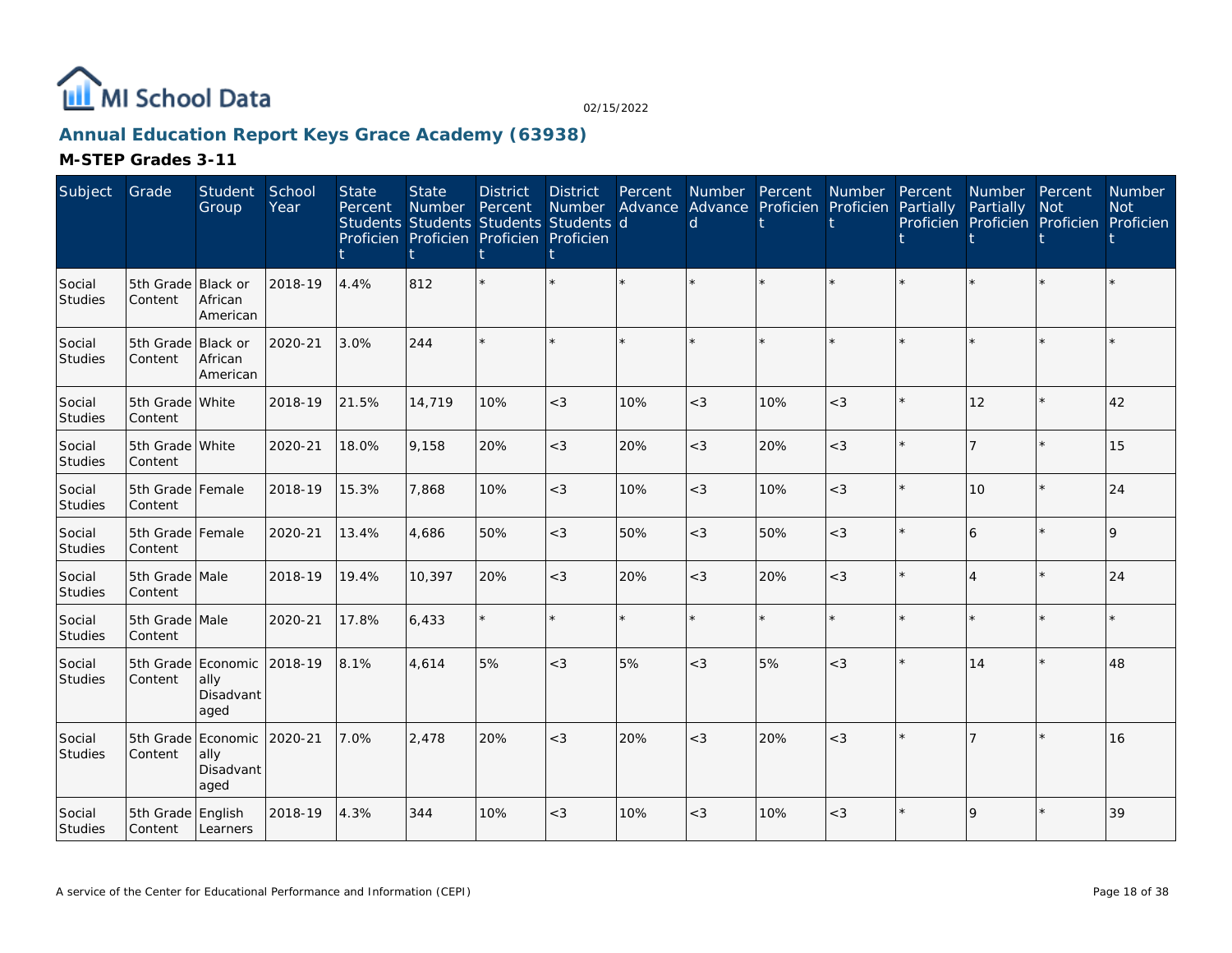MI School Data

02/15/2022

## Annual Education Report Keys Grace Academy (63938)

### M-STEP Grades 3-11

| Subject | Grade | Student Group | School Year | State Percent Students Proficient | State Number Students Proficient | District Percent Students Proficient | District Number Students Proficient | Percent Advanced | Number Advanced | Percent Proficient | Number Proficient | Percent Partially Proficient | Number Partially Proficient | Percent Not Proficient | Number Not Proficient |
|---|---|---|---|---|---|---|---|---|---|---|---|---|---|---|---|
| Social Studies | 5th Grade Content | Black or African American | 2018-19 | 4.4% | 812 | * | * | * | * | * | * | * | * | * | * |
| Social Studies | 5th Grade Content | Black or African American | 2020-21 | 3.0% | 244 | * | * | * | * | * | * | * | * | * | * |
| Social Studies | 5th Grade Content | White | 2018-19 | 21.5% | 14,719 | 10% | <3 | 10% | <3 | 10% | <3 | * | 12 | * | 42 |
| Social Studies | 5th Grade Content | White | 2020-21 | 18.0% | 9,158 | 20% | <3 | 20% | <3 | 20% | <3 | * | 7 | * | 15 |
| Social Studies | 5th Grade Content | Female | 2018-19 | 15.3% | 7,868 | 10% | <3 | 10% | <3 | 10% | <3 | * | 10 | * | 24 |
| Social Studies | 5th Grade Content | Female | 2020-21 | 13.4% | 4,686 | 50% | <3 | 50% | <3 | 50% | <3 | * | 6 | * | 9 |
| Social Studies | 5th Grade Content | Male | 2018-19 | 19.4% | 10,397 | 20% | <3 | 20% | <3 | 20% | <3 | * | 4 | * | 24 |
| Social Studies | 5th Grade Content | Male | 2020-21 | 17.8% | 6,433 | * | * | * | * | * | * | * | * | * | * |
| Social Studies | 5th Grade Content | Economically Disadvantaged | 2018-19 | 8.1% | 4,614 | 5% | <3 | 5% | <3 | 5% | <3 | * | 14 | * | 48 |
| Social Studies | 5th Grade Content | Economically Disadvantaged | 2020-21 | 7.0% | 2,478 | 20% | <3 | 20% | <3 | 20% | <3 | * | 7 | * | 16 |
| Social Studies | 5th Grade Content | English Learners | 2018-19 | 4.3% | 344 | 10% | <3 | 10% | <3 | 10% | <3 | * | 9 | * | 39 |

A service of the Center for Educational Performance and Information (CEPI)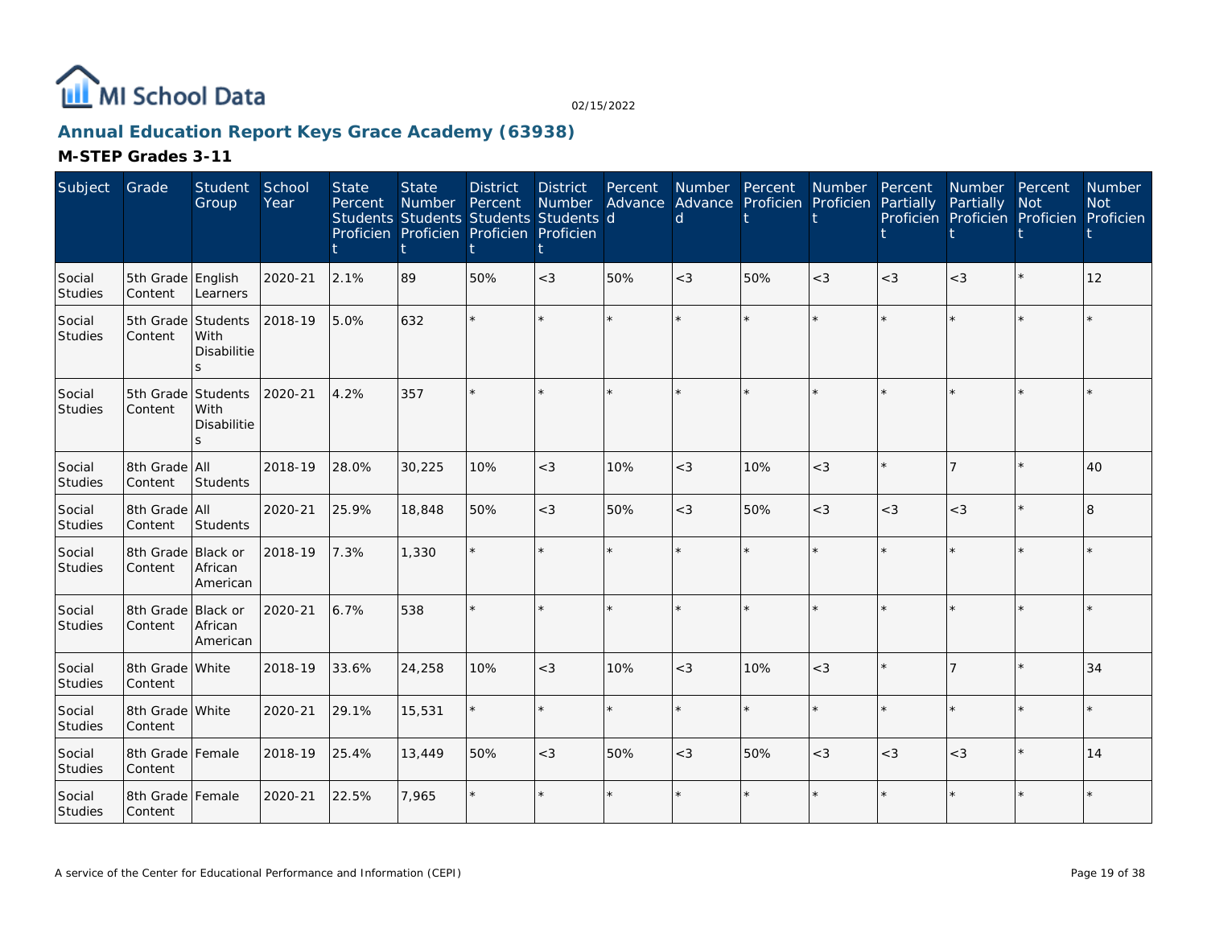# MI School Data

02/15/2022

## Annual Education Report Keys Grace Academy (63938)

### M-STEP Grades 3-11

| Subject | Grade | Student Group | School Year | State Percent Students Proficient | State Number Students Proficient | District Percent Students Proficient | District Number Students Proficient | Percent Advanced | Number Advanced | Percent Proficient | Number Proficient | Percent Partially Proficient | Number Partially Proficient | Percent Not Proficient | Number Not Proficient |
|---|---|---|---|---|---|---|---|---|---|---|---|---|---|---|---|
| Social Studies | 5th Grade Content | English Learners | 2020-21 | 2.1% | 89 | 50% | <3 | 50% | <3 | 50% | <3 | <3 | <3 | * | 12 |
| Social Studies | 5th Grade Content | Students With Disabilities | 2018-19 | 5.0% | 632 | * | * | * | * | * | * | * | * | * | * |
| Social Studies | 5th Grade Content | Students With Disabilities | 2020-21 | 4.2% | 357 | * | * | * | * | * | * | * | * | * | * |
| Social Studies | 8th Grade Content | All Students | 2018-19 | 28.0% | 30,225 | 10% | <3 | 10% | <3 | 10% | <3 | * | 7 | * | 40 |
| Social Studies | 8th Grade Content | All Students | 2020-21 | 25.9% | 18,848 | 50% | <3 | 50% | <3 | 50% | <3 | <3 | <3 | * | 8 |
| Social Studies | 8th Grade Content | Black or African American | 2018-19 | 7.3% | 1,330 | * | * | * | * | * | * | * | * | * | * |
| Social Studies | 8th Grade Content | Black or African American | 2020-21 | 6.7% | 538 | * | * | * | * | * | * | * | * | * | * |
| Social Studies | 8th Grade Content | White | 2018-19 | 33.6% | 24,258 | 10% | <3 | 10% | <3 | 10% | <3 | * | 7 | * | 34 |
| Social Studies | 8th Grade Content | White | 2020-21 | 29.1% | 15,531 | * | * | * | * | * | * | * | * | * | * |
| Social Studies | 8th Grade Content | Female | 2018-19 | 25.4% | 13,449 | 50% | <3 | 50% | <3 | 50% | <3 | <3 | <3 | * | 14 |
| Social Studies | 8th Grade Content | Female | 2020-21 | 22.5% | 7,965 | * | * | * | * | * | * | * | * | * | * |

A service of the Center for Educational Performance and Information (CEPI)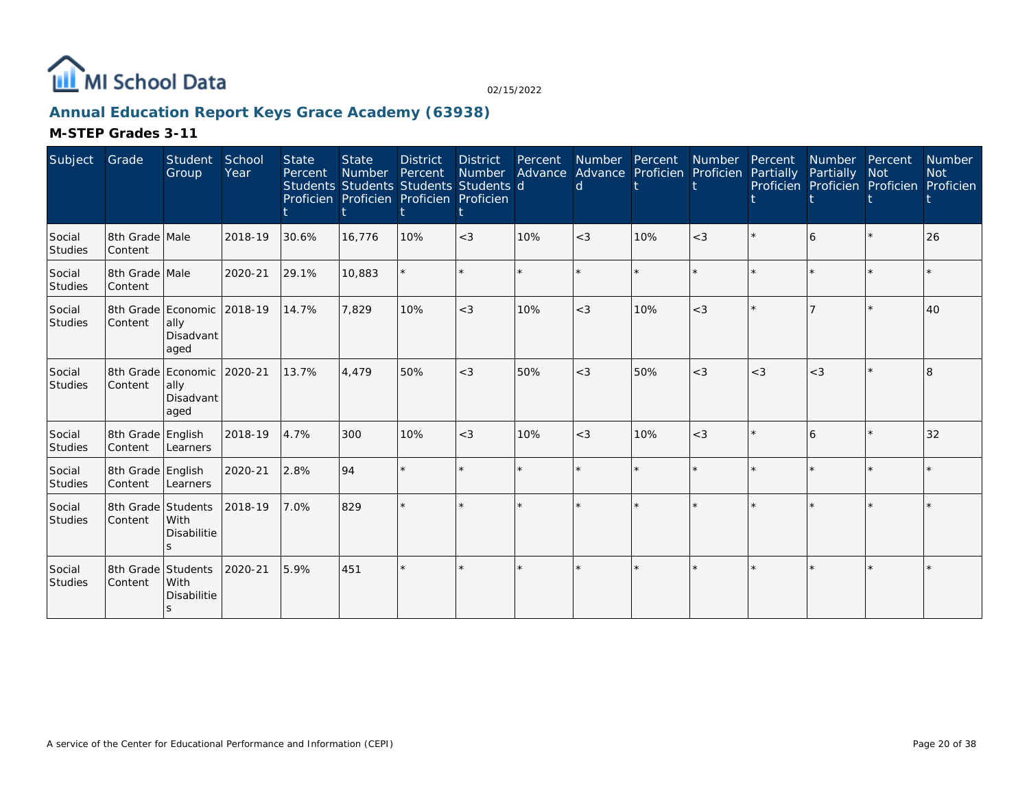MI School Data

02/15/2022

## Annual Education Report Keys Grace Academy (63938)

### M-STEP Grades 3-11

| Subject | Grade | Student Group | School Year | State Percent Students Proficient | State Number Students Proficient | District Percent Students Proficient | District Number Students Proficient | Percent Advanced | Number Advanced | Percent Proficient | Number Proficient | Percent Partially Proficient | Number Partially Proficient | Percent Not Proficient | Number Not Proficient |
|---|---|---|---|---|---|---|---|---|---|---|---|---|---|---|---|
| Social Studies | 8th Grade Content | Male | 2018-19 | 30.6% | 16,776 | 10% | <3 | 10% | <3 | 10% | <3 | * | 6 | * | 26 |
| Social Studies | 8th Grade Content | Male | 2020-21 | 29.1% | 10,883 | * | * | * | * | * | * | * | * | * | * |
| Social Studies | 8th Grade Content | Economically Disadvantaged | 2018-19 | 14.7% | 7,829 | 10% | <3 | 10% | <3 | 10% | <3 | * | 7 | * | 40 |
| Social Studies | 8th Grade Content | Economically Disadvantaged | 2020-21 | 13.7% | 4,479 | 50% | <3 | 50% | <3 | 50% | <3 | <3 | <3 | * | 8 |
| Social Studies | 8th Grade Content | English Learners | 2018-19 | 4.7% | 300 | 10% | <3 | 10% | <3 | 10% | <3 | * | 6 | * | 32 |
| Social Studies | 8th Grade Content | English Learners | 2020-21 | 2.8% | 94 | * | * | * | * | * | * | * | * | * | * |
| Social Studies | 8th Grade Content | Students With Disabilities | 2018-19 | 7.0% | 829 | * | * | * | * | * | * | * | * | * | * |
| Social Studies | 8th Grade Content | Students With Disabilities | 2020-21 | 5.9% | 451 | * | * | * | * | * | * | * | * | * | * |

A service of the Center for Educational Performance and Information (CEPI)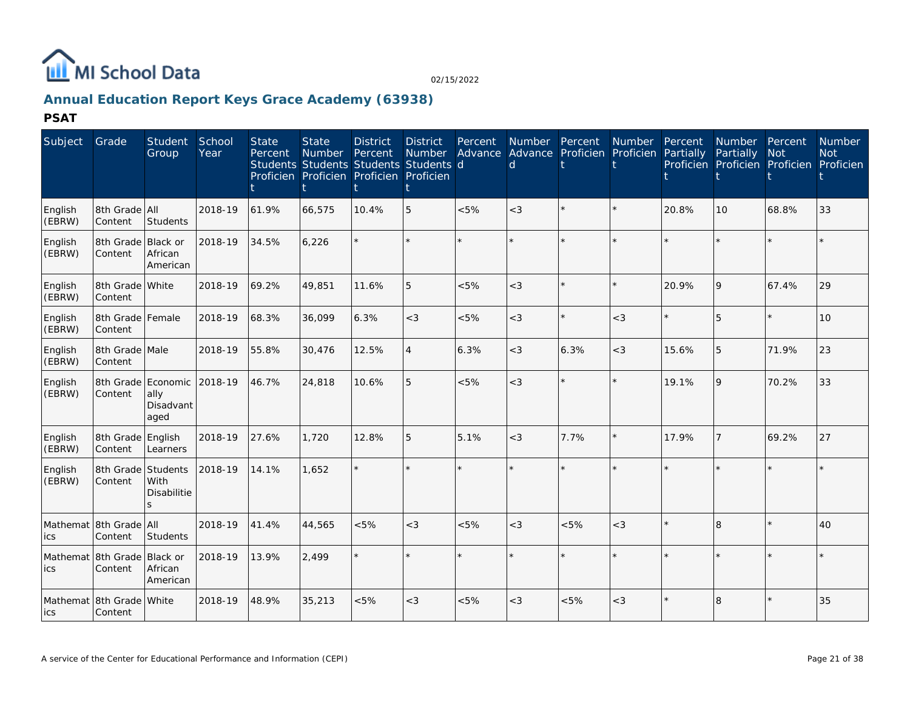MI School Data

02/15/2022

## Annual Education Report Keys Grace Academy (63938)

### PSAT

| Subject | Grade | Student Group | School Year | State Percent Students Proficient | State Number Students Proficient | District Percent Students Proficient | District Number Students Proficient | Percent Advanced | Number Advanced | Percent Proficient | Number Proficient | Percent Partially Proficient | Number Partially Proficient | Percent Not Proficient | Number Not Proficient |
|---|---|---|---|---|---|---|---|---|---|---|---|---|---|---|---|
| English (EBRW) | 8th Grade Content | All Students | 2018-19 | 61.9% | 66,575 | 10.4% | 5 | <5% | <3 | * | * | 20.8% | 10 | 68.8% | 33 |
| English (EBRW) | 8th Grade Content | Black or African American | 2018-19 | 34.5% | 6,226 | * | * | * | * | * | * | * | * | * | * |
| English (EBRW) | 8th Grade Content | White | 2018-19 | 69.2% | 49,851 | 11.6% | 5 | <5% | <3 | * | * | 20.9% | 9 | 67.4% | 29 |
| English (EBRW) | 8th Grade Content | Female | 2018-19 | 68.3% | 36,099 | 6.3% | <3 | <5% | <3 | * | <3 | * | 5 | * | 10 |
| English (EBRW) | 8th Grade Content | Male | 2018-19 | 55.8% | 30,476 | 12.5% | 4 | 6.3% | <3 | 6.3% | <3 | 15.6% | 5 | 71.9% | 23 |
| English (EBRW) | 8th Grade Content | Economically Disadvantaged | 2018-19 | 46.7% | 24,818 | 10.6% | 5 | <5% | <3 | * | * | 19.1% | 9 | 70.2% | 33 |
| English (EBRW) | 8th Grade Content | English Learners | 2018-19 | 27.6% | 1,720 | 12.8% | 5 | 5.1% | <3 | 7.7% | * | 17.9% | 7 | 69.2% | 27 |
| English (EBRW) | 8th Grade Content | Students With Disabilities | 2018-19 | 14.1% | 1,652 | * | * | * | * | * | * | * | * | * | * |
| Mathematics | 8th Grade Content | All Students | 2018-19 | 41.4% | 44,565 | <5% | <3 | <5% | <3 | <5% | <3 | * | 8 | * | 40 |
| Mathematics | 8th Grade Content | Black or African American | 2018-19 | 13.9% | 2,499 | * | * | * | * | * | * | * | * | * | * |
| Mathematics | 8th Grade Content | White | 2018-19 | 48.9% | 35,213 | <5% | <3 | <5% | <3 | <5% | <3 | * | 8 | * | 35 |

A service of the Center for Educational Performance and Information (CEPI)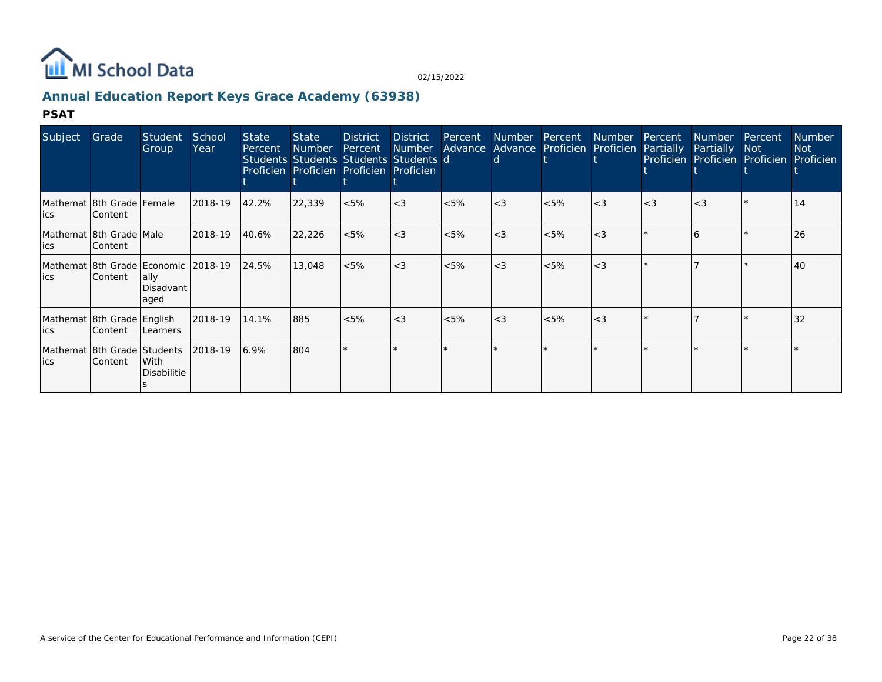## Annual Education Report Keys Grace Academy (63938)

### PSAT

| Subject | Grade | Student Group | School Year | State Percent Students Proficient | State Number Students Proficient | District Percent Students Proficient | District Number Students Proficient | Percent Advanced | Number Advanced | Percent Proficient | Number Proficient | Percent Partially Proficient | Number Partially Proficient | Percent Not Proficient | Number Not Proficient |
|---|---|---|---|---|---|---|---|---|---|---|---|---|---|---|---|
| Mathematics | 8th Grade Content | Female | 2018-19 | 42.2% | 22,339 | <5% | <3 | <5% | <3 | <5% | <3 | <3 | <3 | * | 14 |
| Mathematics | 8th Grade Content | Male | 2018-19 | 40.6% | 22,226 | <5% | <3 | <5% | <3 | <5% | <3 | * | 6 | * | 26 |
| Mathematics | 8th Grade Content | Economically Disadvantaged | 2018-19 | 24.5% | 13,048 | <5% | <3 | <5% | <3 | <5% | <3 | * | 7 | * | 40 |
| Mathematics | 8th Grade Content | English Learners | 2018-19 | 14.1% | 885 | <5% | <3 | <5% | <3 | <5% | <3 | * | 7 | * | 32 |
| Mathematics | 8th Grade Content | Students With Disabilities | 2018-19 | 6.9% | 804 | * | * | * | * | * | * | * | * | * | * |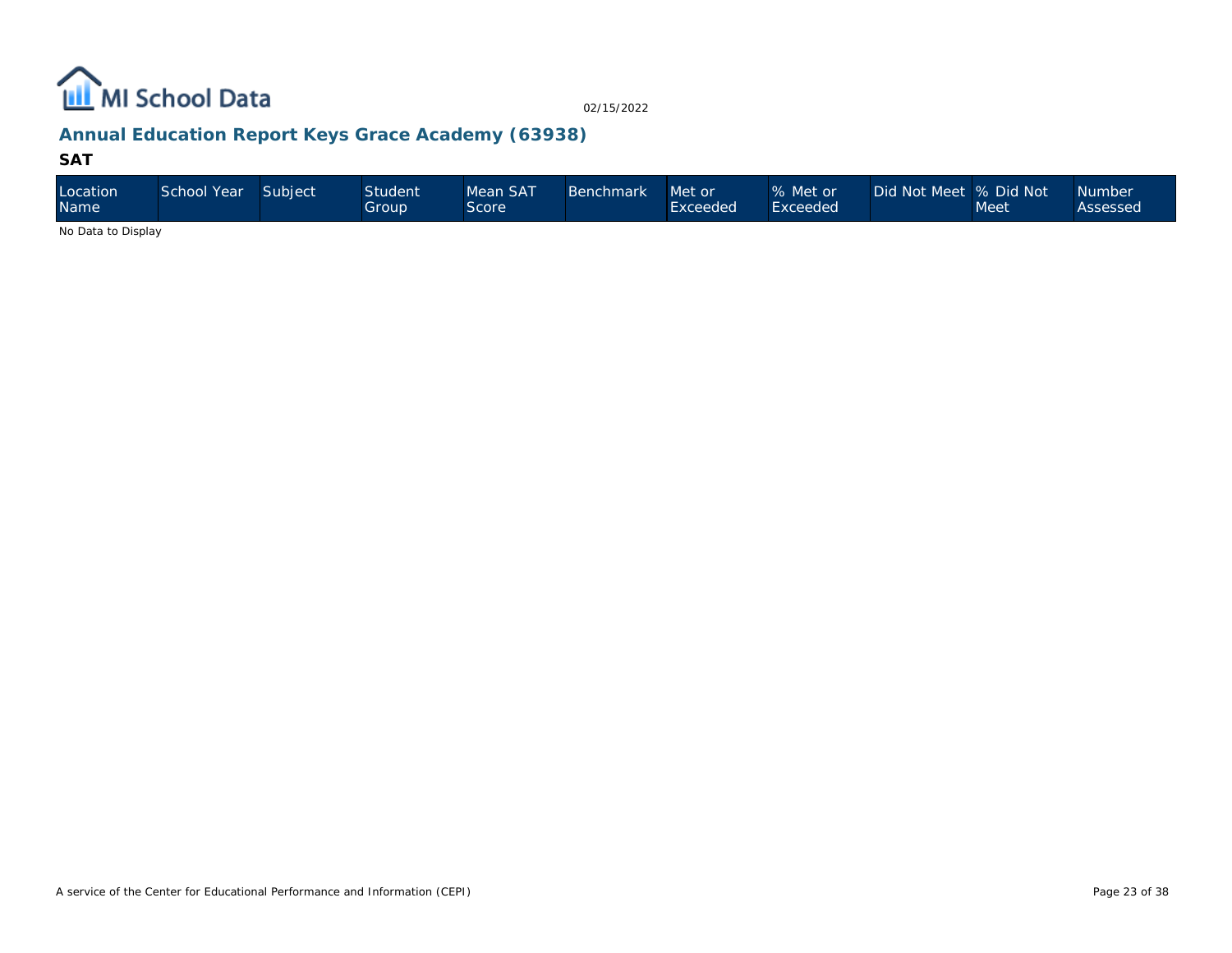## Annual Education Report Keys Grace Academy (63938)

### SAT

| Location Name | School Year | Subject | Student Group | Mean SAT Score | Benchmark | Met or Exceeded | % Met or Exceeded | Did Not Meet | % Did Not Meet | Number Assessed |
|---|---|---|---|---|---|---|---|---|---|---|

No Data to Display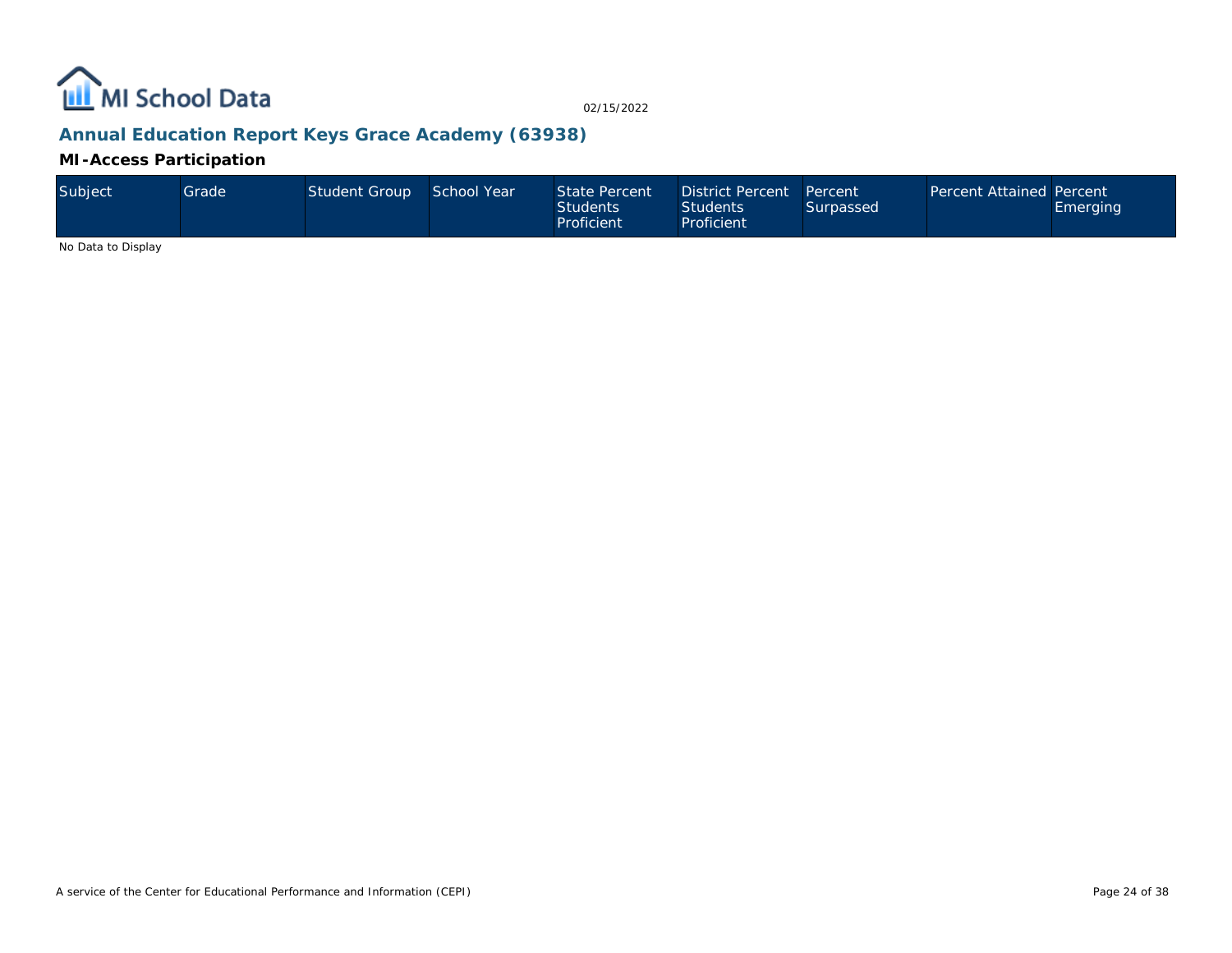# Annual Education Report Keys Grace Academy (63938)

## MI-Access Participation

| Subject | Grade | Student Group | School Year | State Percent Students Proficient | District Percent Students Proficient | Percent Surpassed | Percent Attained | Percent Emerging |
|---|---|---|---|---|---|---|---|---|

No Data to Display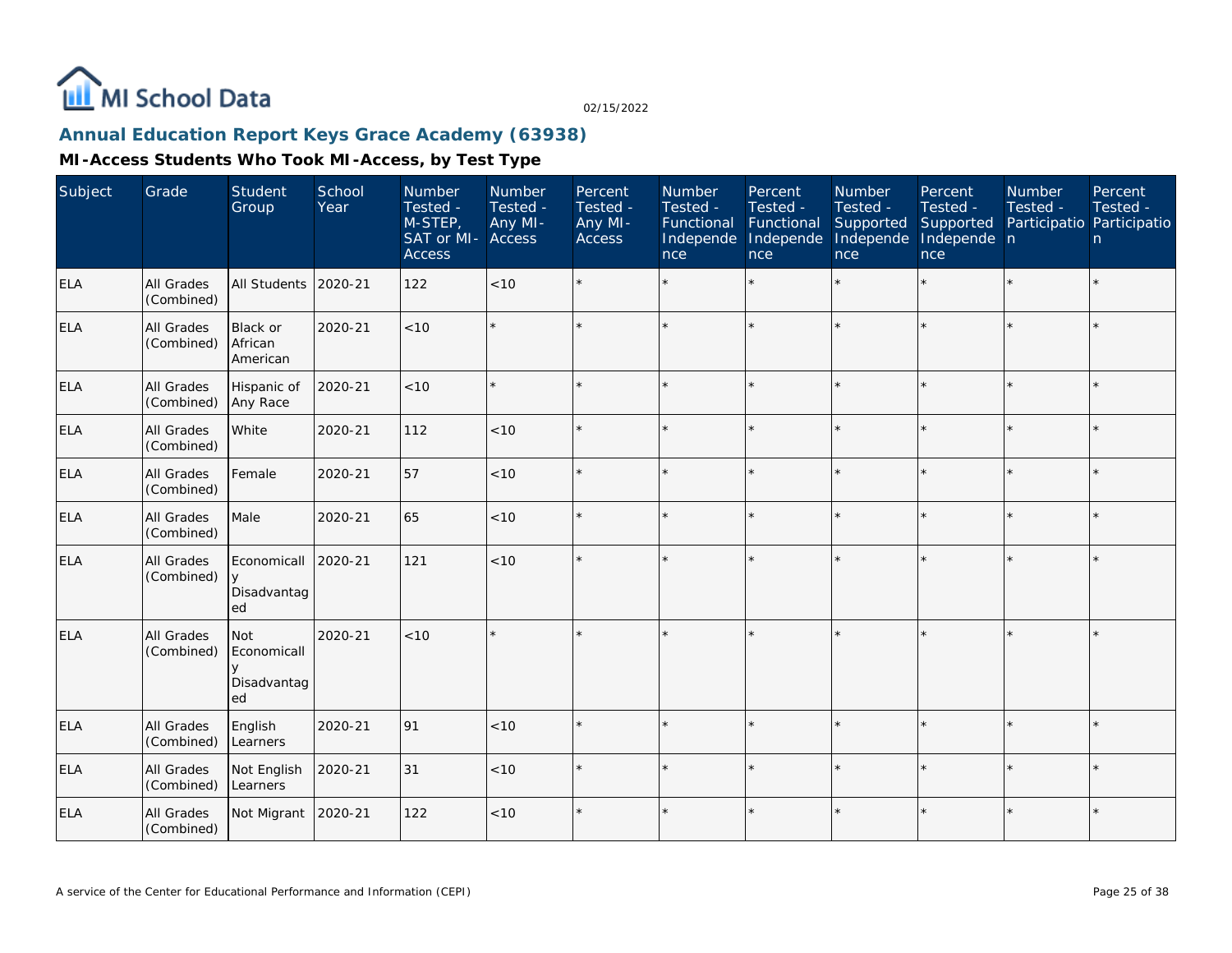# Annual Education Report Keys Grace Academy (63938)

## MI-Access Students Who Took MI-Access, by Test Type

| Subject | Grade | Student Group | School Year | Number Tested - M-STEP, SAT or MI-Access | Number Tested - Any MI-Access | Percent Tested - Any MI-Access | Number Tested - Functional Independence | Percent Tested - Functional Independence | Number Tested - Supported Independence | Percent Tested - Supported Independence | Number Tested - Participation | Percent Tested - Participation |
|---|---|---|---|---|---|---|---|---|---|---|---|---|
| ELA | All Grades (Combined) | All Students | 2020-21 | 122 | <10 | * | * | * | * | * | * | * |
| ELA | All Grades (Combined) | Black or African American | 2020-21 | <10 | * | * | * | * | * | * | * | * |
| ELA | All Grades (Combined) | Hispanic of Any Race | 2020-21 | <10 | * | * | * | * | * | * | * | * |
| ELA | All Grades (Combined) | White | 2020-21 | 112 | <10 | * | * | * | * | * | * | * |
| ELA | All Grades (Combined) | Female | 2020-21 | 57 | <10 | * | * | * | * | * | * | * |
| ELA | All Grades (Combined) | Male | 2020-21 | 65 | <10 | * | * | * | * | * | * | * |
| ELA | All Grades (Combined) | Economically Disadvantaged | 2020-21 | 121 | <10 | * | * | * | * | * | * | * |
| ELA | All Grades (Combined) | Not Economically Disadvantaged | 2020-21 | <10 | * | * | * | * | * | * | * | * |
| ELA | All Grades (Combined) | English Learners | 2020-21 | 91 | <10 | * | * | * | * | * | * | * |
| ELA | All Grades (Combined) | Not English Learners | 2020-21 | 31 | <10 | * | * | * | * | * | * | * |
| ELA | All Grades (Combined) | Not Migrant | 2020-21 | 122 | <10 | * | * | * | * | * | * | * |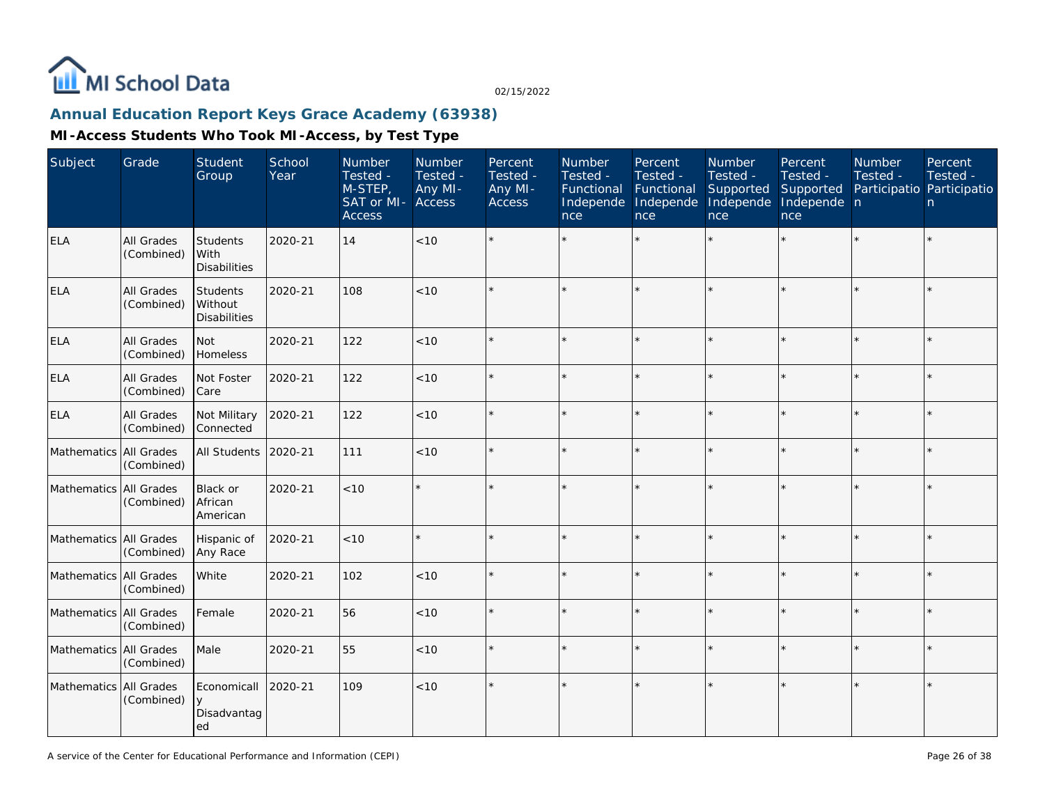# Annual Education Report Keys Grace Academy (63938)

## MI-Access Students Who Took MI-Access, by Test Type

| Subject | Grade | Student Group | School Year | Number Tested - M-STEP, SAT or MI-Access | Number Tested - Any MI-Access | Percent Tested - Any MI-Access | Number Tested - Functional Independence | Percent Tested - Functional Independence | Number Tested - Supported Independence | Percent Tested - Supported Independence | Number Tested - Participation | Percent Tested - Participation |
|---|---|---|---|---|---|---|---|---|---|---|---|---|
| ELA | All Grades (Combined) | Students With Disabilities | 2020-21 | 14 | <10 | * | * | * | * | * | * | * |
| ELA | All Grades (Combined) | Students Without Disabilities | 2020-21 | 108 | <10 | * | * | * | * | * | * | * |
| ELA | All Grades (Combined) | Not Homeless | 2020-21 | 122 | <10 | * | * | * | * | * | * | * |
| ELA | All Grades (Combined) | Not Foster Care | 2020-21 | 122 | <10 | * | * | * | * | * | * | * |
| ELA | All Grades (Combined) | Not Military Connected | 2020-21 | 122 | <10 | * | * | * | * | * | * | * |
| Mathematics | All Grades (Combined) | All Students | 2020-21 | 111 | <10 | * | * | * | * | * | * | * |
| Mathematics | All Grades (Combined) | Black or African American | 2020-21 | <10 | * | * | * | * | * | * | * | * |
| Mathematics | All Grades (Combined) | Hispanic of Any Race | 2020-21 | <10 | * | * | * | * | * | * | * | * |
| Mathematics | All Grades (Combined) | White | 2020-21 | 102 | <10 | * | * | * | * | * | * | * |
| Mathematics | All Grades (Combined) | Female | 2020-21 | 56 | <10 | * | * | * | * | * | * | * |
| Mathematics | All Grades (Combined) | Male | 2020-21 | 55 | <10 | * | * | * | * | * | * | * |
| Mathematics | All Grades (Combined) | Economically Disadvantaged | 2020-21 | 109 | <10 | * | * | * | * | * | * | * |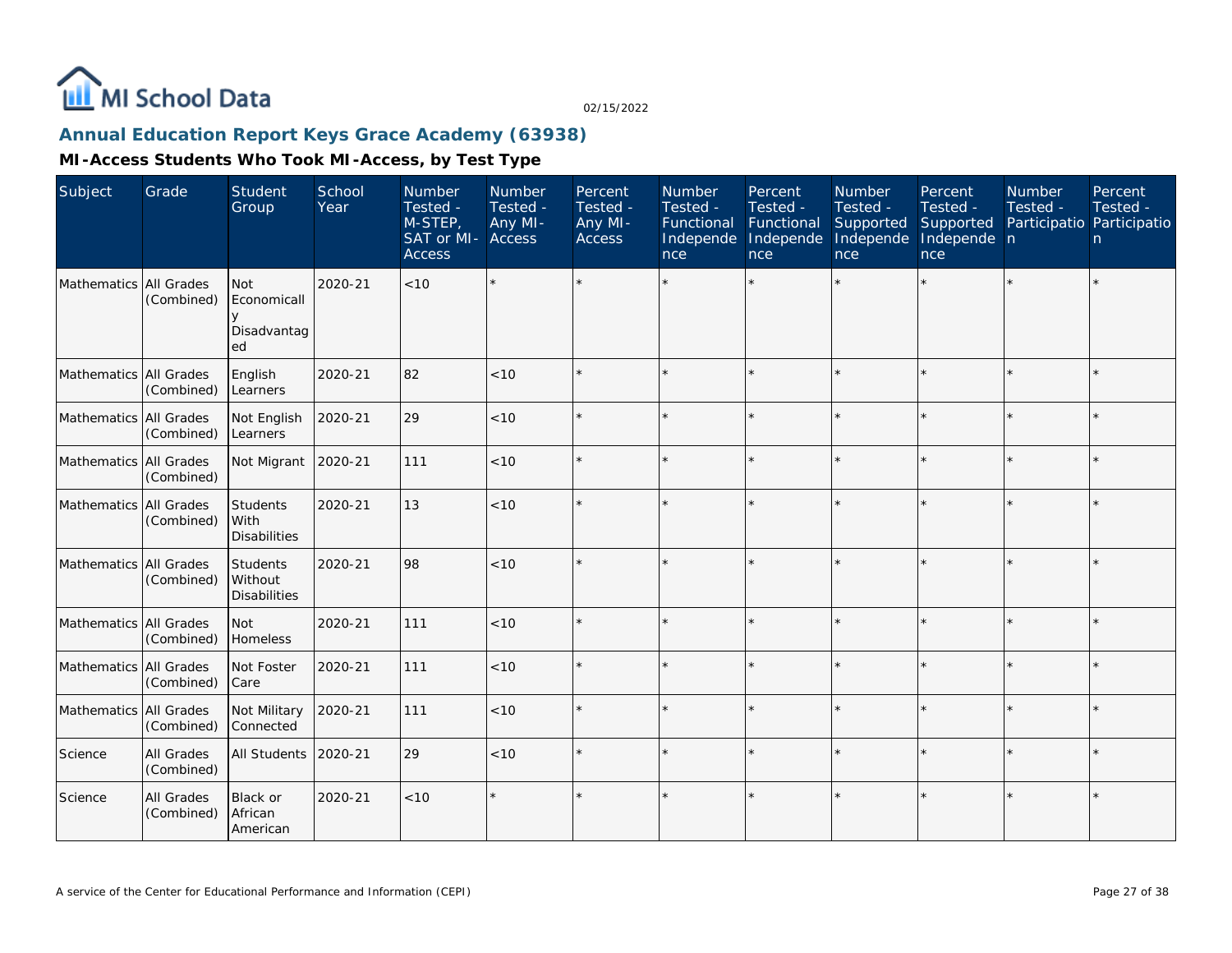MI School Data

02/15/2022

## Annual Education Report Keys Grace Academy (63938)

### MI-Access Students Who Took MI-Access, by Test Type

| Subject | Grade | Student Group | School Year | Number Tested - M-STEP, SAT or MI-Access | Number Tested - Any MI-Access | Percent Tested - Any MI-Access | Number Tested - Functional Independence | Percent Tested - Functional Independence | Number Tested - Supported Independence | Percent Tested - Supported Independence | Number Tested - Participation | Percent Tested - Participation |
|---|---|---|---|---|---|---|---|---|---|---|---|---|
| Mathematics | All Grades (Combined) | Not Economically Disadvantaged | 2020-21 | <10 | * | * | * | * | * | * | * | * |
| Mathematics | All Grades (Combined) | English Learners | 2020-21 | 82 | <10 | * | * | * | * | * | * | * |
| Mathematics | All Grades (Combined) | Not English Learners | 2020-21 | 29 | <10 | * | * | * | * | * | * | * |
| Mathematics | All Grades (Combined) | Not Migrant | 2020-21 | 111 | <10 | * | * | * | * | * | * | * |
| Mathematics | All Grades (Combined) | Students With Disabilities | 2020-21 | 13 | <10 | * | * | * | * | * | * | * |
| Mathematics | All Grades (Combined) | Students Without Disabilities | 2020-21 | 98 | <10 | * | * | * | * | * | * | * |
| Mathematics | All Grades (Combined) | Not Homeless | 2020-21 | 111 | <10 | * | * | * | * | * | * | * |
| Mathematics | All Grades (Combined) | Not Foster Care | 2020-21 | 111 | <10 | * | * | * | * | * | * | * |
| Mathematics | All Grades (Combined) | Not Military Connected | 2020-21 | 111 | <10 | * | * | * | * | * | * | * |
| Science | All Grades (Combined) | All Students | 2020-21 | 29 | <10 | * | * | * | * | * | * | * |
| Science | All Grades (Combined) | Black or African American | 2020-21 | <10 | * | * | * | * | * | * | * | * |

A service of the Center for Educational Performance and Information (CEPI)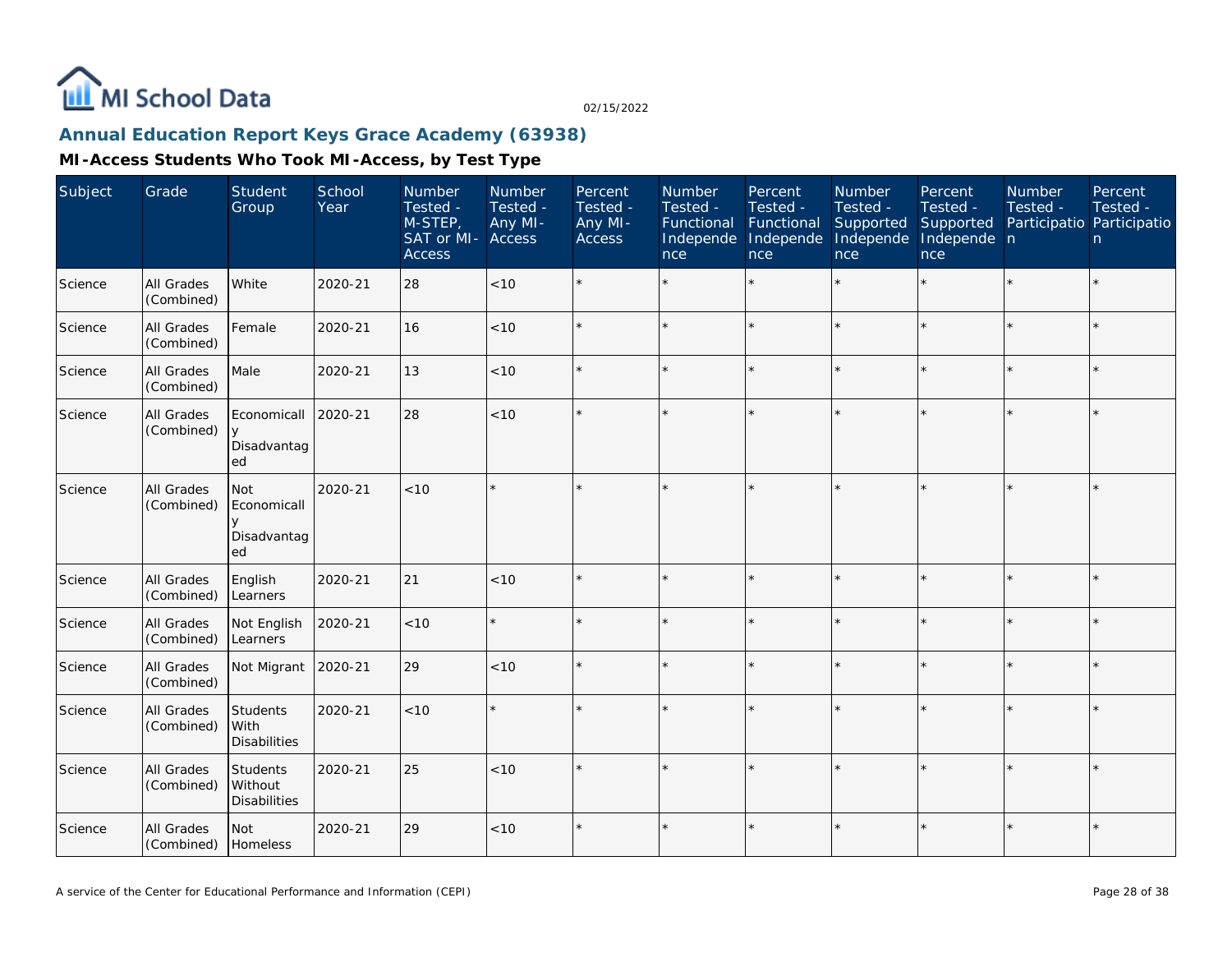MI School Data

02/15/2022

## Annual Education Report Keys Grace Academy (63938)

### MI-Access Students Who Took MI-Access, by Test Type

| Subject | Grade | Student Group | School Year | Number Tested - M-STEP, SAT or MI-Access | Number Tested - Any MI-Access | Percent Tested - Any MI-Access | Number Tested - Functional Independence | Percent Tested - Functional Independence | Number Tested - Supported Independence | Percent Tested - Supported Independence | Number Tested - Participation | Percent Tested - Participation |
|---|---|---|---|---|---|---|---|---|---|---|---|---|
| Science | All Grades (Combined) | White | 2020-21 | 28 | <10 | * | * | * | * | * | * | * |
| Science | All Grades (Combined) | Female | 2020-21 | 16 | <10 | * | * | * | * | * | * | * |
| Science | All Grades (Combined) | Male | 2020-21 | 13 | <10 | * | * | * | * | * | * | * |
| Science | All Grades (Combined) | Economically Disadvantaged | 2020-21 | 28 | <10 | * | * | * | * | * | * | * |
| Science | All Grades (Combined) | Not Economically Disadvantaged | 2020-21 | <10 | * | * | * | * | * | * | * | * |
| Science | All Grades (Combined) | English Learners | 2020-21 | 21 | <10 | * | * | * | * | * | * | * |
| Science | All Grades (Combined) | Not English Learners | 2020-21 | <10 | * | * | * | * | * | * | * | * |
| Science | All Grades (Combined) | Not Migrant | 2020-21 | 29 | <10 | * | * | * | * | * | * | * |
| Science | All Grades (Combined) | Students With Disabilities | 2020-21 | <10 | * | * | * | * | * | * | * | * |
| Science | All Grades (Combined) | Students Without Disabilities | 2020-21 | 25 | <10 | * | * | * | * | * | * | * |
| Science | All Grades (Combined) | Not Homeless | 2020-21 | 29 | <10 | * | * | * | * | * | * | * |

A service of the Center for Educational Performance and Information (CEPI)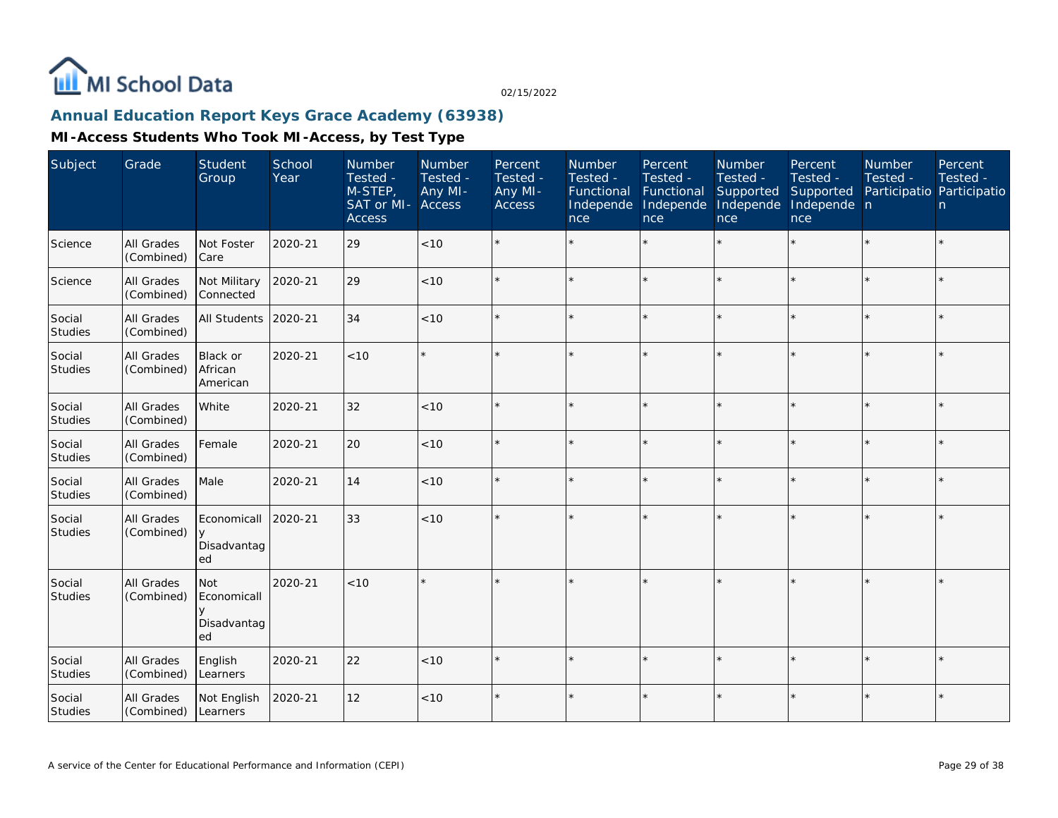MI School Data

02/15/2022

## Annual Education Report Keys Grace Academy (63938)

### MI-Access Students Who Took MI-Access, by Test Type

| Subject | Grade | Student Group | School Year | Number Tested - M-STEP, SAT or MI-Access | Number Tested - Any MI-Access | Percent Tested - Any MI-Access | Number Tested - Functional Independence | Percent Tested - Functional Independence | Number Tested - Supported Independence | Percent Tested - Supported Independence | Number Tested - Participation | Percent Tested - Participation |
|---|---|---|---|---|---|---|---|---|---|---|---|---|
| Science | All Grades (Combined) | Not Foster Care | 2020-21 | 29 | <10 | * | * | * | * | * | * | * |
| Science | All Grades (Combined) | Not Military Connected | 2020-21 | 29 | <10 | * | * | * | * | * | * | * |
| Social Studies | All Grades (Combined) | All Students | 2020-21 | 34 | <10 | * | * | * | * | * | * | * |
| Social Studies | All Grades (Combined) | Black or African American | 2020-21 | <10 | * | * | * | * | * | * | * | * |
| Social Studies | All Grades (Combined) | White | 2020-21 | 32 | <10 | * | * | * | * | * | * | * |
| Social Studies | All Grades (Combined) | Female | 2020-21 | 20 | <10 | * | * | * | * | * | * | * |
| Social Studies | All Grades (Combined) | Male | 2020-21 | 14 | <10 | * | * | * | * | * | * | * |
| Social Studies | All Grades (Combined) | Economically Disadvantaged | 2020-21 | 33 | <10 | * | * | * | * | * | * | * |
| Social Studies | All Grades (Combined) | Not Economically Disadvantaged | 2020-21 | <10 | * | * | * | * | * | * | * | * |
| Social Studies | All Grades (Combined) | English Learners | 2020-21 | 22 | <10 | * | * | * | * | * | * | * |
| Social Studies | All Grades (Combined) | Not English Learners | 2020-21 | 12 | <10 | * | * | * | * | * | * | * |

A service of the Center for Educational Performance and Information (CEPI)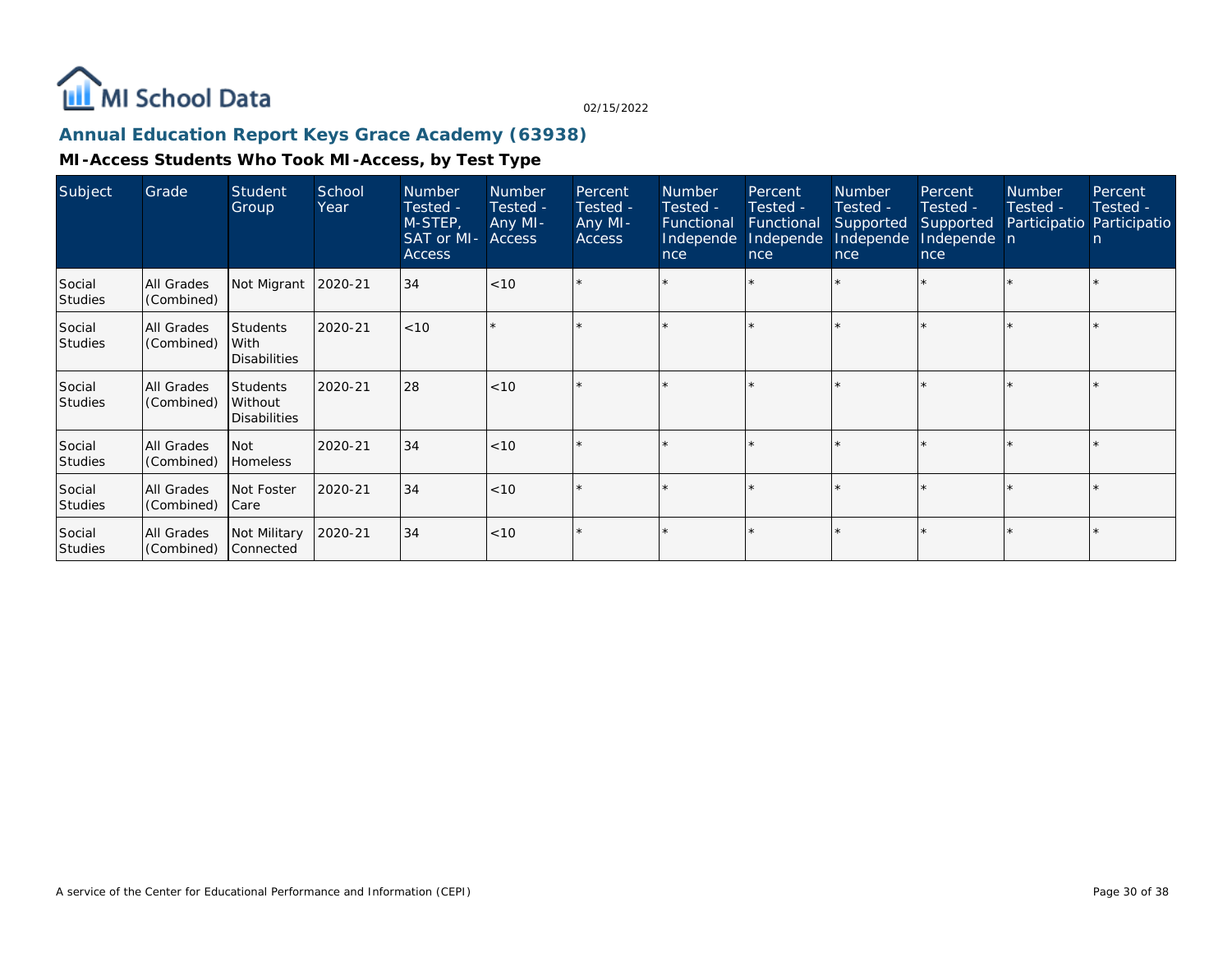MI School Data

02/15/2022

## Annual Education Report Keys Grace Academy (63938)

### MI-Access Students Who Took MI-Access, by Test Type

| Subject | Grade | Student Group | School Year | Number Tested - M-STEP, SAT or MI-Access | Number Tested - Any MI-Access | Percent Tested - Any MI-Access | Number Tested - Functional Independence | Percent Tested - Functional Independence | Number Tested - Supported Independence | Percent Tested - Supported Independence | Number Tested - Participation | Percent Tested - Participation |
|---|---|---|---|---|---|---|---|---|---|---|---|---|
| Social Studies | All Grades (Combined) | Not Migrant | 2020-21 | 34 | <10 | * | * | * | * | * | * | * |
| Social Studies | All Grades (Combined) | Students With Disabilities | 2020-21 | <10 | * | * | * | * | * | * | * | * |
| Social Studies | All Grades (Combined) | Students Without Disabilities | 2020-21 | 28 | <10 | * | * | * | * | * | * | * |
| Social Studies | All Grades (Combined) | Not Homeless | 2020-21 | 34 | <10 | * | * | * | * | * | * | * |
| Social Studies | All Grades (Combined) | Not Foster Care | 2020-21 | 34 | <10 | * | * | * | * | * | * | * |
| Social Studies | All Grades (Combined) | Not Military Connected | 2020-21 | 34 | <10 | * | * | * | * | * | * | * |

A service of the Center for Educational Performance and Information (CEPI)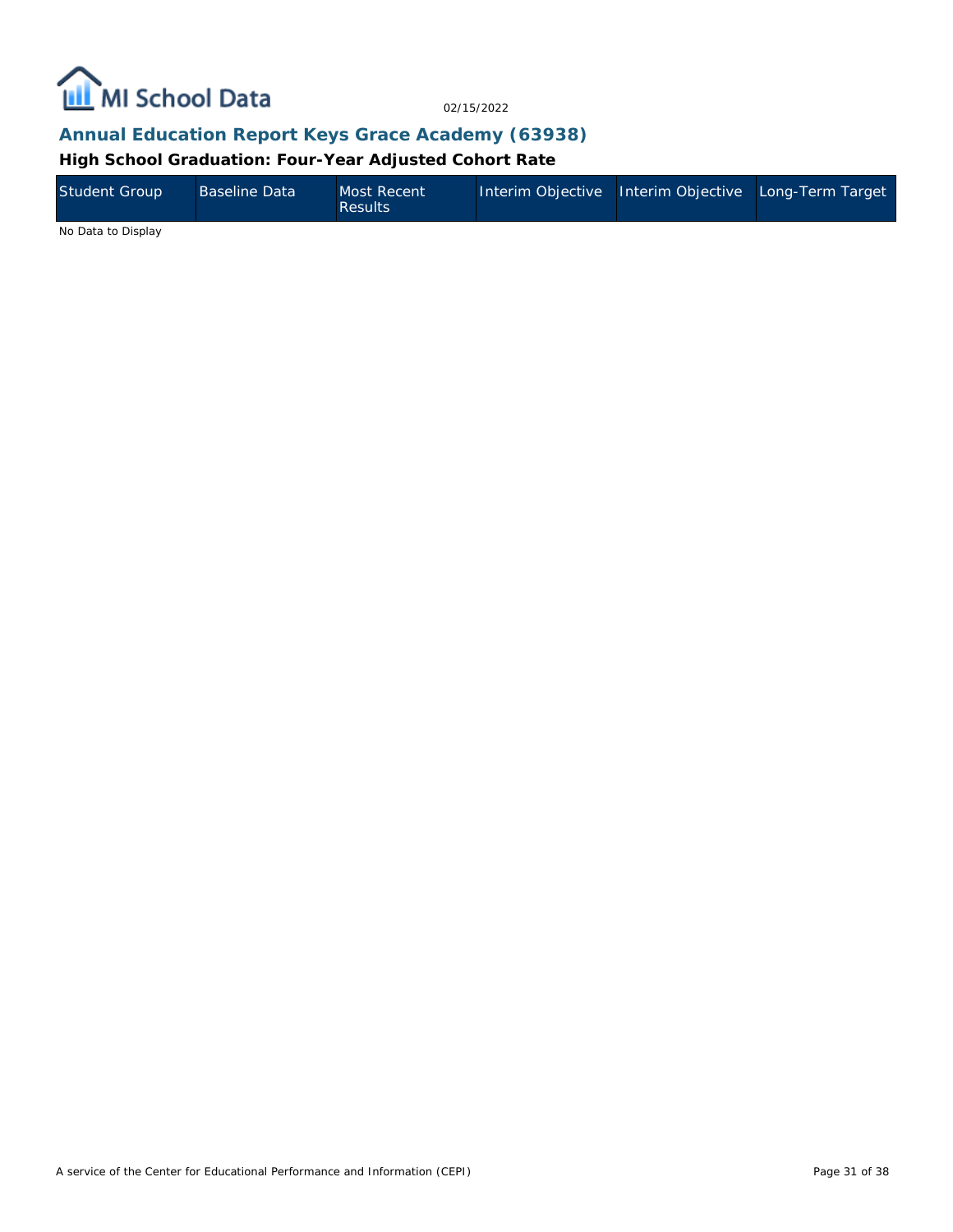## Annual Education Report Keys Grace Academy (63938)

### High School Graduation: Four-Year Adjusted Cohort Rate

| Student Group | Baseline Data | Most Recent Results | Interim Objective | Interim Objective | Long-Term Target |
|---|---|---|---|---|---|

No Data to Display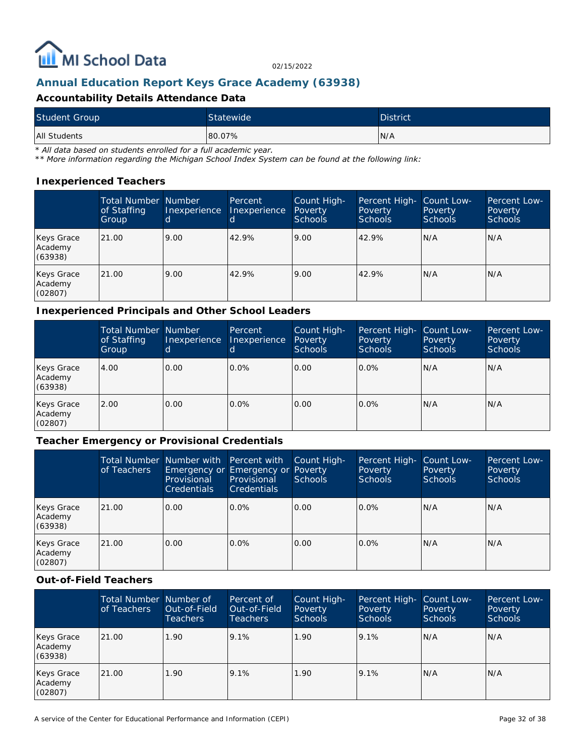# Annual Education Report Keys Grace Academy (63938)

### Accountability Details Attendance Data

| Student Group | Statewide | District |
| --- | --- | --- |
| All Students | 80.07% | N/A |

*\* All data based on students enrolled for a full academic year.*
*\*\* More information regarding the Michigan School Index System can be found at the following link:*

### Inexperienced Teachers

| | Total Number of Staffing Group | Number Inexperienced | Percent Inexperienced | Count High-Poverty Schools | Percent High-Poverty Schools | Count Low-Poverty Schools | Percent Low-Poverty Schools |
| --- | --- | --- | --- | --- | --- | --- | --- |
| Keys Grace Academy (63938) | 21.00 | 9.00 | 42.9% | 9.00 | 42.9% | N/A | N/A |
| Keys Grace Academy (02807) | 21.00 | 9.00 | 42.9% | 9.00 | 42.9% | N/A | N/A |

### Inexperienced Principals and Other School Leaders

| | Total Number of Staffing Group | Number Inexperienced | Percent Inexperienced | Count High-Poverty Schools | Percent High-Poverty Schools | Count Low-Poverty Schools | Percent Low-Poverty Schools |
| --- | --- | --- | --- | --- | --- | --- | --- |
| Keys Grace Academy (63938) | 4.00 | 0.00 | 0.0% | 0.00 | 0.0% | N/A | N/A |
| Keys Grace Academy (02807) | 2.00 | 0.00 | 0.0% | 0.00 | 0.0% | N/A | N/A |

### Teacher Emergency or Provisional Credentials

| | Total Number of Teachers | Number with Emergency or Provisional Credentials | Percent with Emergency or Provisional Credentials | Count High-Poverty Schools | Percent High-Poverty Schools | Count Low-Poverty Schools | Percent Low-Poverty Schools |
| --- | --- | --- | --- | --- | --- | --- | --- |
| Keys Grace Academy (63938) | 21.00 | 0.00 | 0.0% | 0.00 | 0.0% | N/A | N/A |
| Keys Grace Academy (02807) | 21.00 | 0.00 | 0.0% | 0.00 | 0.0% | N/A | N/A |

### Out-of-Field Teachers

| | Total Number of Teachers | Number of Out-of-Field Teachers | Percent of Out-of-Field Teachers | Count High-Poverty Schools | Percent High-Poverty Schools | Count Low-Poverty Schools | Percent Low-Poverty Schools |
| --- | --- | --- | --- | --- | --- | --- | --- |
| Keys Grace Academy (63938) | 21.00 | 1.90 | 9.1% | 1.90 | 9.1% | N/A | N/A |
| Keys Grace Academy (02807) | 21.00 | 1.90 | 9.1% | 1.90 | 9.1% | N/A | N/A |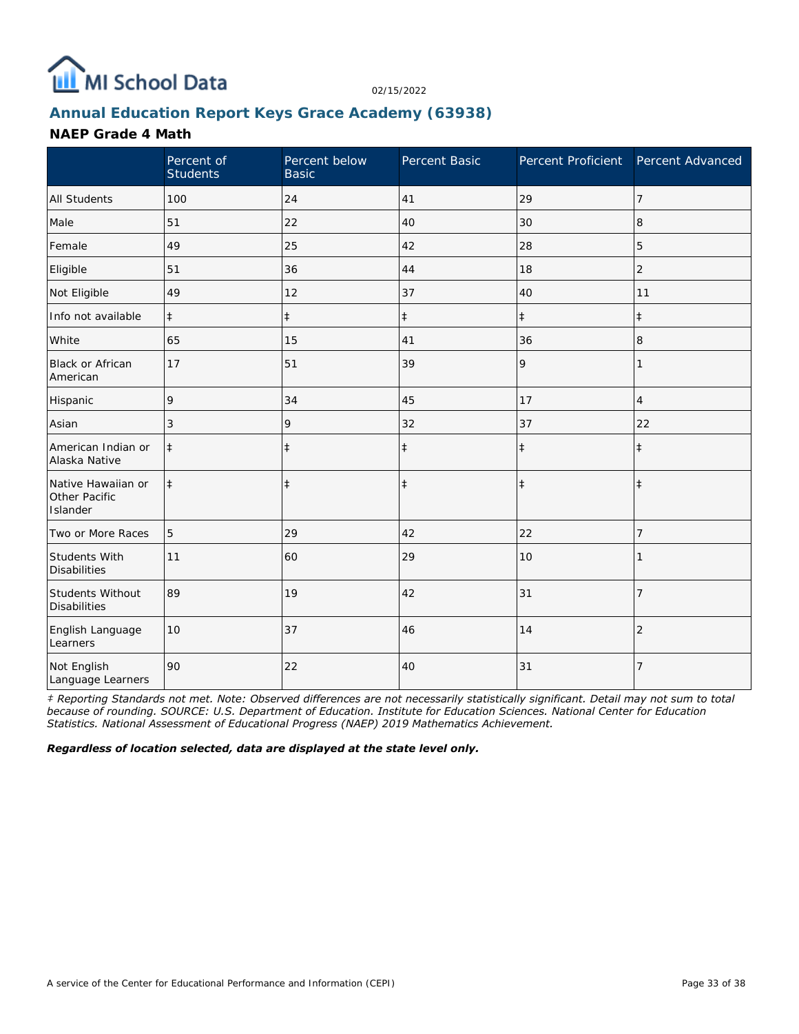MI School Data

02/15/2022

## Annual Education Report Keys Grace Academy (63938)

### NAEP Grade 4 Math

| | Percent of Students | Percent below Basic | Percent Basic | Percent Proficient | Percent Advanced |
|---|---|---|---|---|---|
| All Students | 100 | 24 | 41 | 29 | 7 |
| Male | 51 | 22 | 40 | 30 | 8 |
| Female | 49 | 25 | 42 | 28 | 5 |
| Eligible | 51 | 36 | 44 | 18 | 2 |
| Not Eligible | 49 | 12 | 37 | 40 | 11 |
| Info not available | ‡ | ‡ | ‡ | ‡ | ‡ |
| White | 65 | 15 | 41 | 36 | 8 |
| Black or African American | 17 | 51 | 39 | 9 | 1 |
| Hispanic | 9 | 34 | 45 | 17 | 4 |
| Asian | 3 | 9 | 32 | 37 | 22 |
| American Indian or Alaska Native | ‡ | ‡ | ‡ | ‡ | ‡ |
| Native Hawaiian or Other Pacific Islander | ‡ | ‡ | ‡ | ‡ | ‡ |
| Two or More Races | 5 | 29 | 42 | 22 | 7 |
| Students With Disabilities | 11 | 60 | 29 | 10 | 1 |
| Students Without Disabilities | 89 | 19 | 42 | 31 | 7 |
| English Language Learners | 10 | 37 | 46 | 14 | 2 |
| Not English Language Learners | 90 | 22 | 40 | 31 | 7 |

*‡ Reporting Standards not met. Note: Observed differences are not necessarily statistically significant. Detail may not sum to total because of rounding. SOURCE: U.S. Department of Education. Institute for Education Sciences. National Center for Education Statistics. National Assessment of Educational Progress (NAEP) 2019 Mathematics Achievement.*

***Regardless of location selected, data are displayed at the state level only.***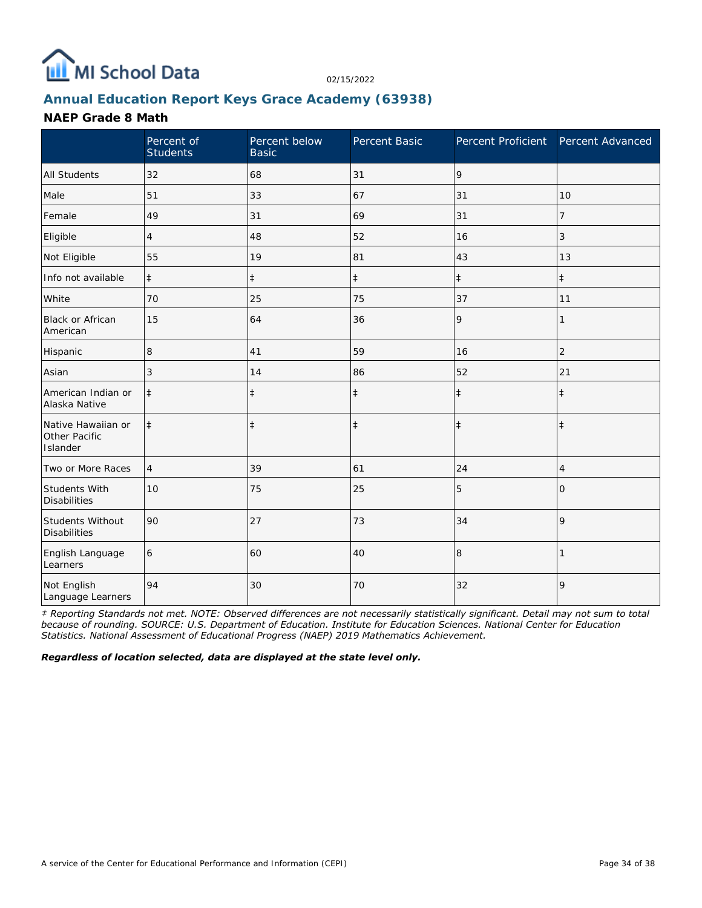## Annual Education Report Keys Grace Academy (63938)

### NAEP Grade 8 Math

|  | Percent of Students | Percent below Basic | Percent Basic | Percent Proficient | Percent Advanced |
|---|---|---|---|---|---|
| All Students | 32 | 68 | 31 | 9 |  |
| Male | 51 | 33 | 67 | 31 | 10 |
| Female | 49 | 31 | 69 | 31 | 7 |
| Eligible | 4 | 48 | 52 | 16 | 3 |
| Not Eligible | 55 | 19 | 81 | 43 | 13 |
| Info not available | ‡ | ‡ | ‡ | ‡ | ‡ |
| White | 70 | 25 | 75 | 37 | 11 |
| Black or African American | 15 | 64 | 36 | 9 | 1 |
| Hispanic | 8 | 41 | 59 | 16 | 2 |
| Asian | 3 | 14 | 86 | 52 | 21 |
| American Indian or Alaska Native | ‡ | ‡ | ‡ | ‡ | ‡ |
| Native Hawaiian or Other Pacific Islander | ‡ | ‡ | ‡ | ‡ | ‡ |
| Two or More Races | 4 | 39 | 61 | 24 | 4 |
| Students With Disabilities | 10 | 75 | 25 | 5 | 0 |
| Students Without Disabilities | 90 | 27 | 73 | 34 | 9 |
| English Language Learners | 6 | 60 | 40 | 8 | 1 |
| Not English Language Learners | 94 | 30 | 70 | 32 | 9 |

*‡ Reporting Standards not met. NOTE: Observed differences are not necessarily statistically significant. Detail may not sum to total because of rounding. SOURCE: U.S. Department of Education. Institute for Education Sciences. National Center for Education Statistics. National Assessment of Educational Progress (NAEP) 2019 Mathematics Achievement.*

***Regardless of location selected, data are displayed at the state level only.***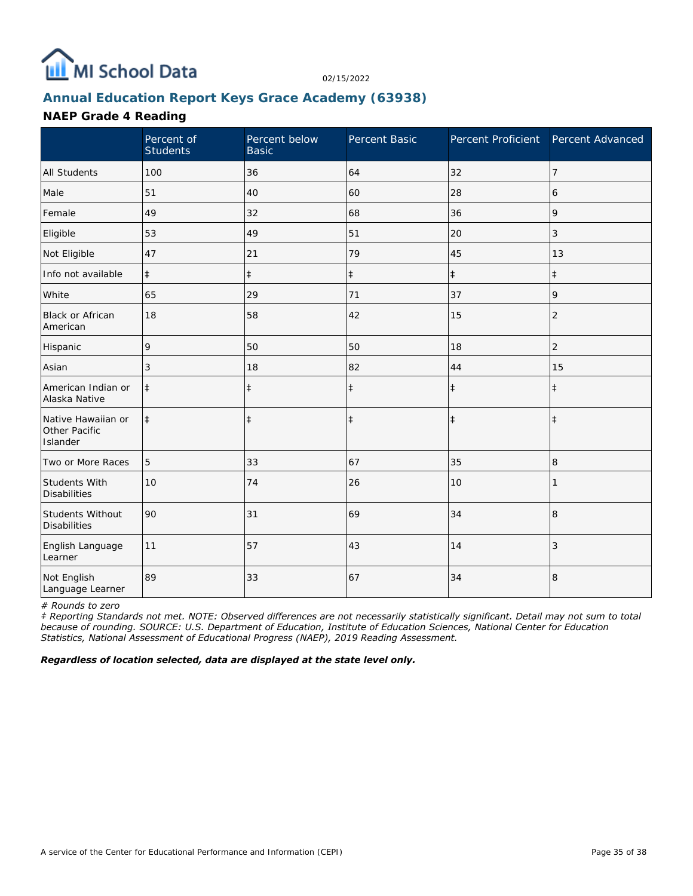MI School Data

02/15/2022

## Annual Education Report Keys Grace Academy (63938)

### NAEP Grade 4 Reading

| | Percent of Students | Percent below Basic | Percent Basic | Percent Proficient | Percent Advanced |
|---|---|---|---|---|---|
| All Students | 100 | 36 | 64 | 32 | 7 |
| Male | 51 | 40 | 60 | 28 | 6 |
| Female | 49 | 32 | 68 | 36 | 9 |
| Eligible | 53 | 49 | 51 | 20 | 3 |
| Not Eligible | 47 | 21 | 79 | 45 | 13 |
| Info not available | ‡ | ‡ | ‡ | ‡ | ‡ |
| White | 65 | 29 | 71 | 37 | 9 |
| Black or African American | 18 | 58 | 42 | 15 | 2 |
| Hispanic | 9 | 50 | 50 | 18 | 2 |
| Asian | 3 | 18 | 82 | 44 | 15 |
| American Indian or Alaska Native | ‡ | ‡ | ‡ | ‡ | ‡ |
| Native Hawaiian or Other Pacific Islander | ‡ | ‡ | ‡ | ‡ | ‡ |
| Two or More Races | 5 | 33 | 67 | 35 | 8 |
| Students With Disabilities | 10 | 74 | 26 | 10 | 1 |
| Students Without Disabilities | 90 | 31 | 69 | 34 | 8 |
| English Language Learner | 11 | 57 | 43 | 14 | 3 |
| Not English Language Learner | 89 | 33 | 67 | 34 | 8 |

*# Rounds to zero*

*‡ Reporting Standards not met. NOTE: Observed differences are not necessarily statistically significant. Detail may not sum to total because of rounding. SOURCE: U.S. Department of Education, Institute of Education Sciences, National Center for Education Statistics, National Assessment of Educational Progress (NAEP), 2019 Reading Assessment.*

***Regardless of location selected, data are displayed at the state level only.***

A service of the Center for Educational Performance and Information (CEPI)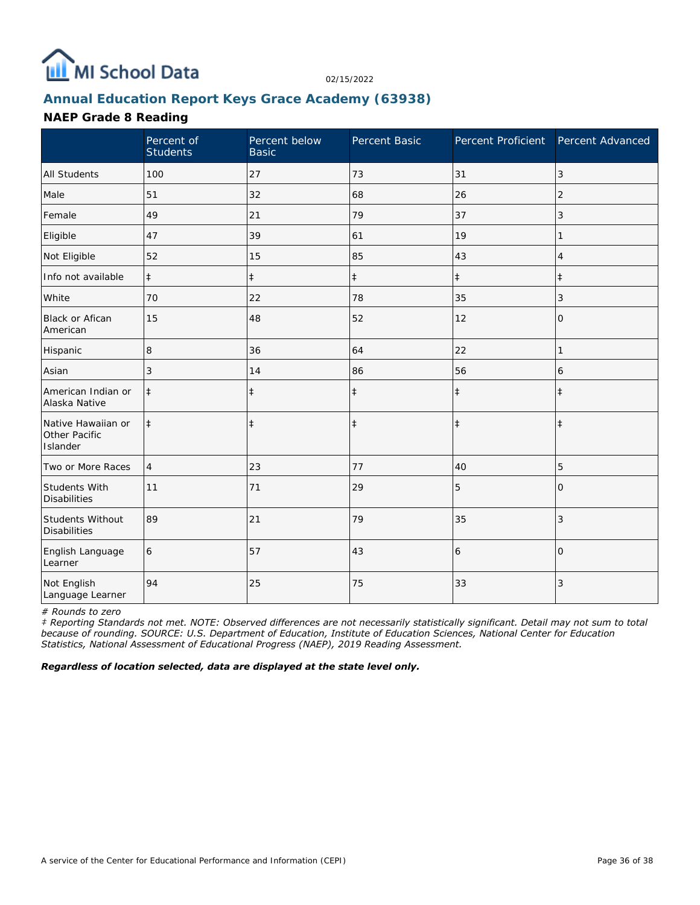MI School Data

02/15/2022

## Annual Education Report Keys Grace Academy (63938)

### NAEP Grade 8 Reading

| | Percent of Students | Percent below Basic | Percent Basic | Percent Proficient | Percent Advanced |
|---|---|---|---|---|---|
| All Students | 100 | 27 | 73 | 31 | 3 |
| Male | 51 | 32 | 68 | 26 | 2 |
| Female | 49 | 21 | 79 | 37 | 3 |
| Eligible | 47 | 39 | 61 | 19 | 1 |
| Not Eligible | 52 | 15 | 85 | 43 | 4 |
| Info not available | ‡ | ‡ | ‡ | ‡ | ‡ |
| White | 70 | 22 | 78 | 35 | 3 |
| Black or Afican American | 15 | 48 | 52 | 12 | 0 |
| Hispanic | 8 | 36 | 64 | 22 | 1 |
| Asian | 3 | 14 | 86 | 56 | 6 |
| American Indian or Alaska Native | ‡ | ‡ | ‡ | ‡ | ‡ |
| Native Hawaiian or Other Pacific Islander | ‡ | ‡ | ‡ | ‡ | ‡ |
| Two or More Races | 4 | 23 | 77 | 40 | 5 |
| Students With Disabilities | 11 | 71 | 29 | 5 | 0 |
| Students Without Disabilities | 89 | 21 | 79 | 35 | 3 |
| English Language Learner | 6 | 57 | 43 | 6 | 0 |
| Not English Language Learner | 94 | 25 | 75 | 33 | 3 |

*# Rounds to zero*

*‡ Reporting Standards not met. NOTE: Observed differences are not necessarily statistically significant. Detail may not sum to total because of rounding. SOURCE: U.S. Department of Education, Institute of Education Sciences, National Center for Education Statistics, National Assessment of Educational Progress (NAEP), 2019 Reading Assessment.*

***Regardless of location selected, data are displayed at the state level only.***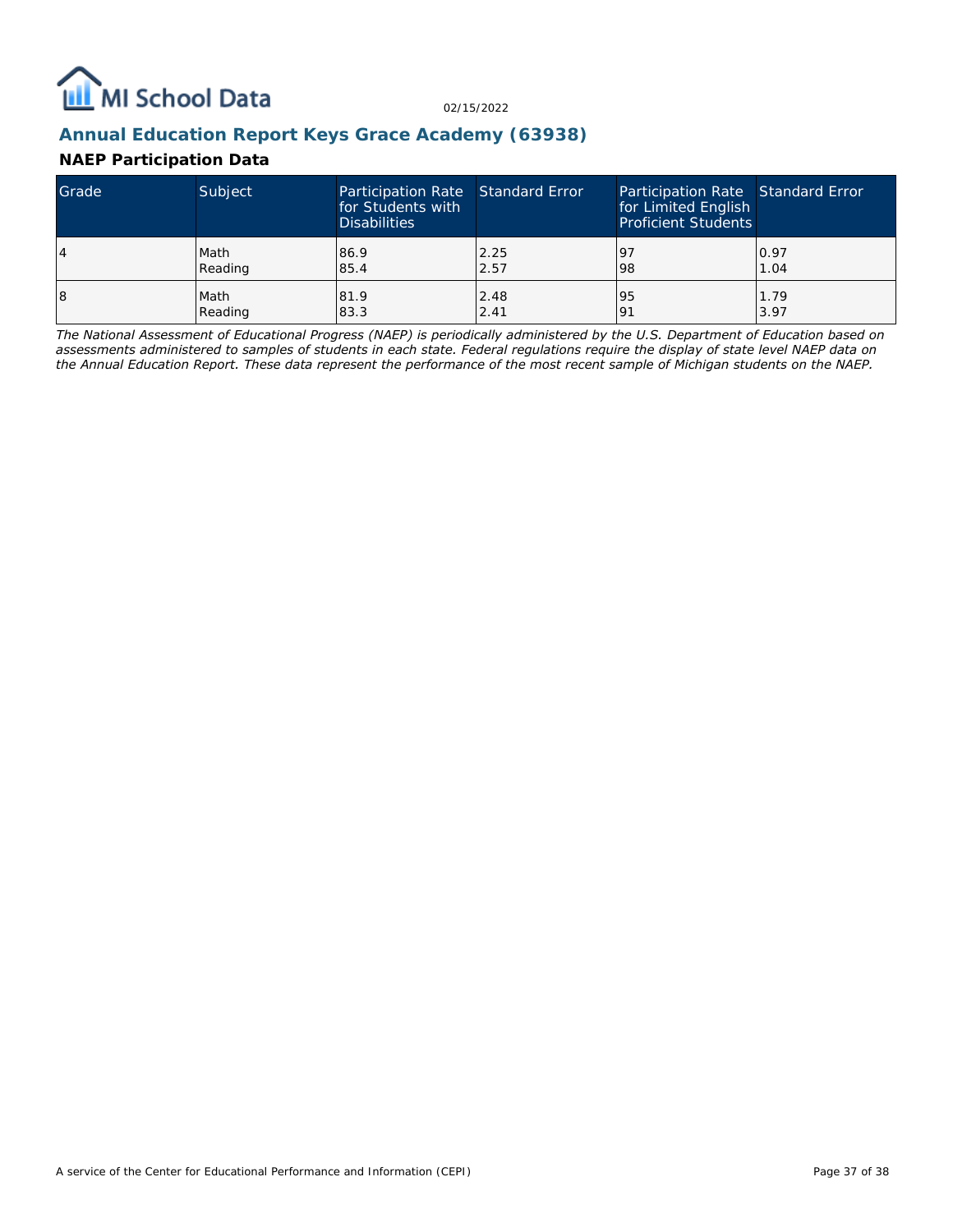## Annual Education Report Keys Grace Academy (63938)

### NAEP Participation Data

| Grade | Subject | Participation Rate for Students with Disabilities | Standard Error | Participation Rate for Limited English Proficient Students | Standard Error |
|---|---|---|---|---|---|
| 4 | Math<br>Reading | 86.9<br>85.4 | 2.25<br>2.57 | 97<br>98 | 0.97<br>1.04 |
| 8 | Math<br>Reading | 81.9<br>83.3 | 2.48<br>2.41 | 95<br>91 | 1.79<br>3.97 |

*The National Assessment of Educational Progress (NAEP) is periodically administered by the U.S. Department of Education based on assessments administered to samples of students in each state. Federal regulations require the display of state level NAEP data on the Annual Education Report. These data represent the performance of the most recent sample of Michigan students on the NAEP.*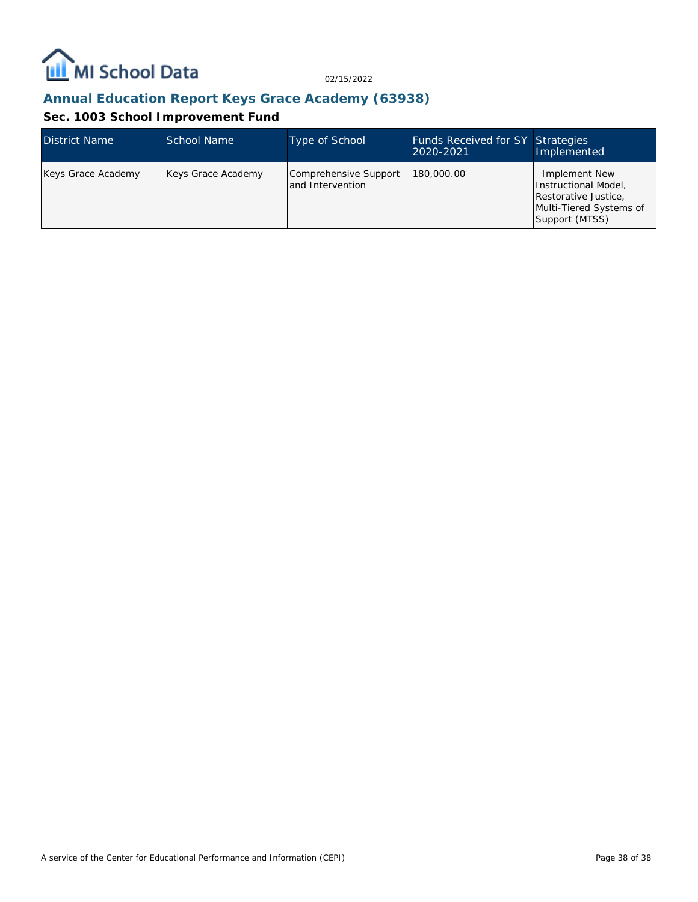MI School Data

02/15/2022

## Annual Education Report Keys Grace Academy (63938)

### Sec. 1003 School Improvement Fund

| District Name | School Name | Type of School | Funds Received for SY 2020-2021 | Strategies Implemented |
|---|---|---|---|---|
| Keys Grace Academy | Keys Grace Academy | Comprehensive Support and Intervention | 180,000.00 | Implement New Instructional Model, Restorative Justice, Multi-Tiered Systems of Support (MTSS) |

A service of the Center for Educational Performance and Information (CEPI)